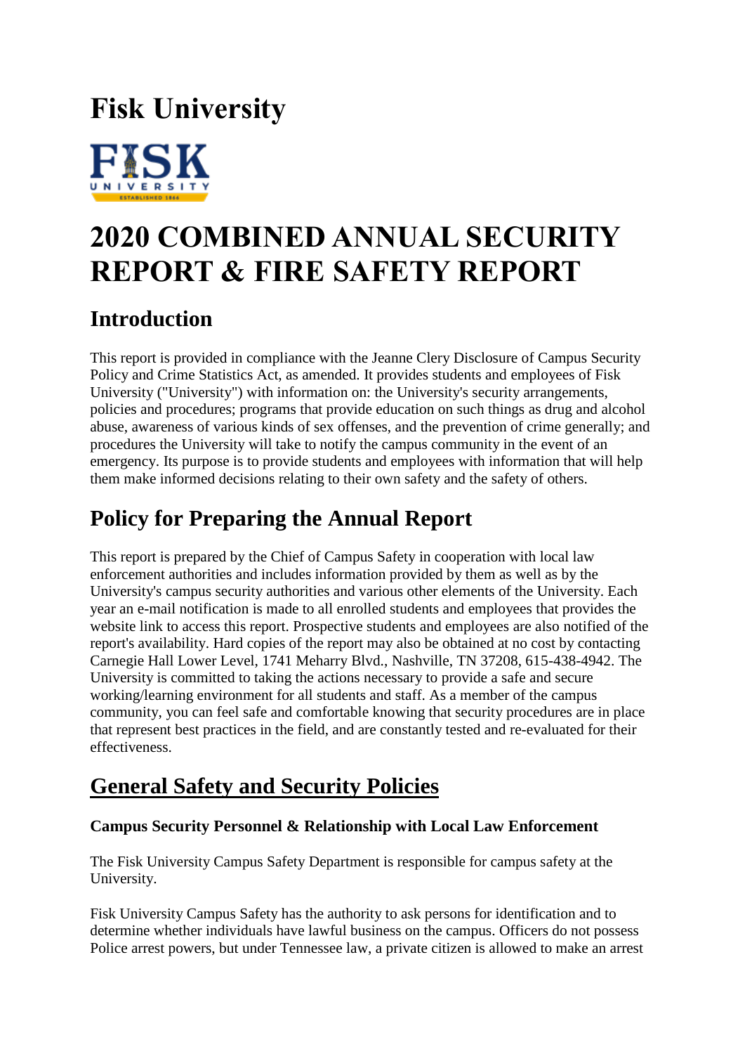# Fisk University

# 2020 COMBINED ANNUAL SECURITY REPORT & FIRE SAFETY REPORT

## Introduction

This report is provided in compliance with the Jeanne Clery Disclosure of Campus Security Policy and Crime Statistics Act, as amended. It provides students and employees of Fisk University ("University") with information on: the University's security arrangements, policies and procedures; programs that provide education on such things as drug and alcohol abuse, awareness of various kinds of sex offenses, and the prevention of crime generally; and procedures the University will take to notify the campus community in the event of an emergency. Its purpose is to provide students and employees with information that will help them make informed decisions relating to their own safety and the safety of others.

## Policy for Preparing the Annual Report

This report is prepared by the Chief of Campus Safety in cooperation with local law enforcement authorities and includes information provided by them as well as by the University's campus security authorities and various other elements of the University. Each year an e-mail notification is made to all enrolled students and employees that provides the website link to access this report. Prospective students and employees are also notified of the report's availability. Hard copies of the report may also be obtained at no cost by contacting Carnegie Hall Lower Level, 1741 Meharry Blvd., Nashville, TN 37208, 615-438-4942. The University is committed to taking the actions necessary to provide a safe and secure working/learning environment for all students and staff. As a member of the campus community, you can feel safe and comfortable knowing that security procedures are in place that represent best practices in the field, and are constantly tested and re-evaluated for their effectiveness.

## General Safety and Security Policies

### Campus Security Personnel & Relationship with Local Law Enforcement

The Fisk University Campus Safety Department is responsible for campus safety at the University.

Fisk University Campus Safety has the authority to ask persons for identification and to determine whether individuals have lawful business on the campus. Officers do not possess Police arrest powers, but under Tennessee law, a private citizen is allowed to make an arrest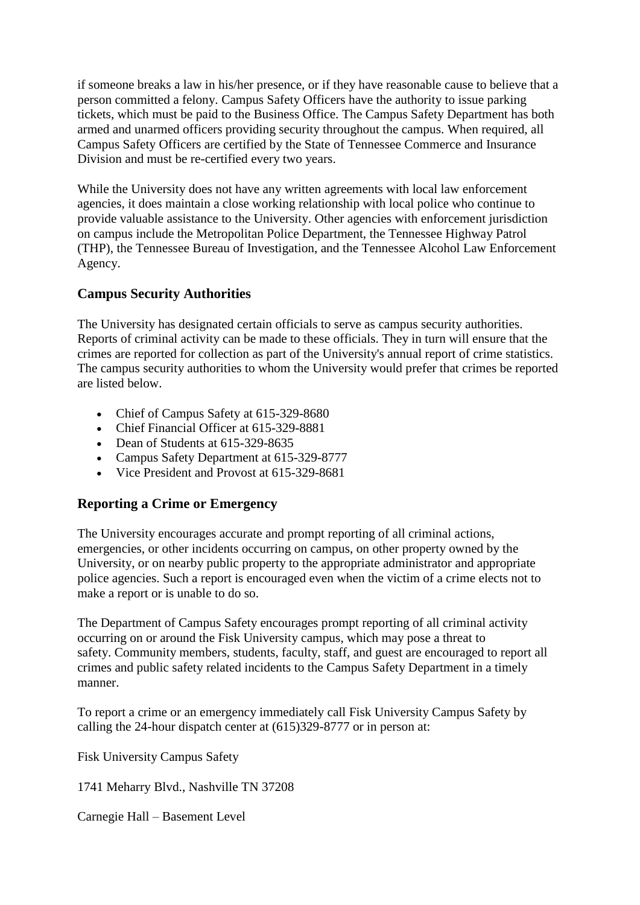if someone breaks a law in his/her presence, or if they have reasonable cause to believe that a person committed a felony. Campus Safety Officers have the authority to issue parking tickets, which must be paid to the Business Office. The Campus Safety Department has both armed and unarmed officers providing security throughout the campus. When required, all Campus Safety Officers are certified by the State of Tennessee Commerce and Insurance Division and must be re-certified every two years.

While the University does not have any written agreements with local law enforcement agencies, it does maintain a close working relationship with local police who continue to provide valuable assistance to the University. Other agencies with enforcement jurisdiction on campus include the Metropolitan Police Department, the Tennessee Highway Patrol (THP), the Tennessee Bureau of Investigation, and the Tennessee Alcohol Law Enforcement Agency.

## Campus Security Authorities

The University has designated certain officials to serve as campus security authorities. Reports of criminal activity can be made to these officials. They in turn will ensure that the crimes are reported for collection as part of the University's annual report of crime statistics. The campus security authorities to whom the University would prefer that crimes be reported are listed below.

- Chief of Campus Safety at 615-329-8680
- Chief Financial Officer at 615-329-8881
- Dean of Students at 615-329-8635
- Campus Safety Department at 615-329-8777
- Vice President and Provost at 615-329-8681

## Reporting a Crime or Emergency

The University encourages accurate and prompt reporting of all criminal actions, emergencies, or other incidents occurring on campus, on other property owned by the University, or on nearby public property to the appropriate administrator and appropriate police agencies. Such a report is encouraged even when the victim of a crime elects not to make a report or is unable to do so.

The Department of Campus Safety encourages prompt reporting of all criminal activity occurring on or around the Fisk University campus, which may pose a threat to safety. Community members, students, faculty, staff, and guest are encouraged to report all crimes and public safety related incidents to the Campus Safety Department in a timely manner.

To report a crime or an emergency immediately call Fisk University Campus Safety by calling the 24-hour dispatch center at (615)329-8777 or in person at:

Fisk University Campus Safety

1741 Meharry Blvd., Nashville TN 37208

Carnegie Hall – Basement Level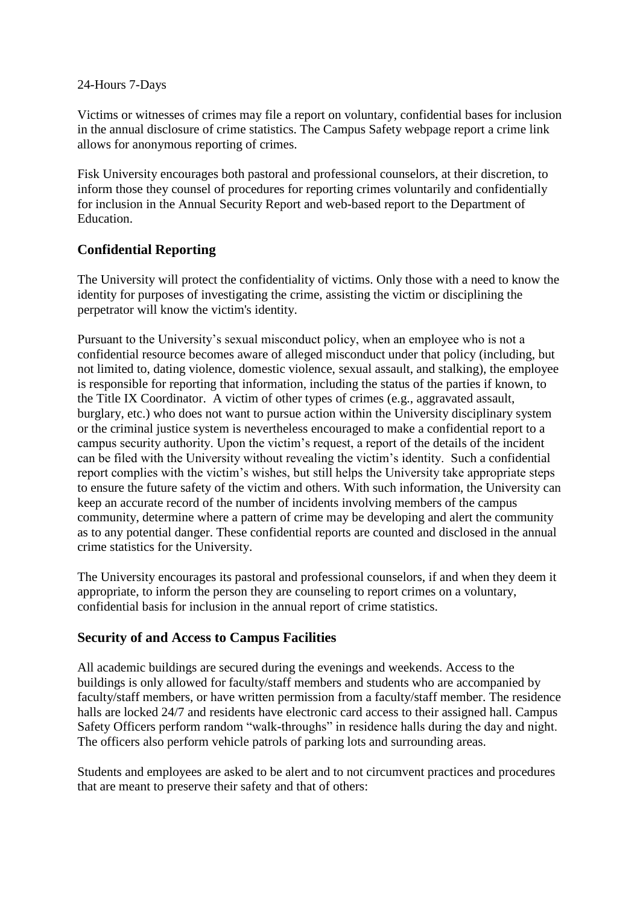24-Hours 7-Days

Victims or witnesses of crimes may file a report on voluntary, confidential bases for inclusion in the annual disclosure of crime statistics. The Campus Safety webpage report a crime link allows for anonymous reporting of crimes.

Fisk University encourages both pastoral and professional counselors, at their discretion, to inform those they counsel of procedures for reporting crimes voluntarily and confidentially for inclusion in the Annual Security Report and web-based report to the Department of Education.

## Confidential Reporting

The University will protect the confidentiality of victims. Only those with a need to know the identity for purposes of investigating the crime, assisting the victim or disciplining the perpetrator will know the victim's identity.

Pursuant to the University's sexual misconduct policy, when an employee who is not a confidential resource becomes aware of alleged misconduct under that policy (including, but not limited to, dating violence, domestic violence, sexual assault, and stalking), the employee is responsible for reporting that information, including the status of the parties if known, to the Title IX Coordinator. A victim of other types of crimes (e.g., aggravated assault, burglary, etc.) who does not want to pursue action within the University disciplinary system or the criminal justice system is nevertheless encouraged to make a confidential report to a campus security authority. Upon the victim's request, a report of the details of the incident can be filed with the University without revealing the victim's identity. Such a confidential report complies with the victim's wishes, but still helps the University take appropriate steps to ensure the future safety of the victim and others. With such information, the University can keep an accurate record of the number of incidents involving members of the campus community, determine where a pattern of crime may be developing and alert the community as to any potential danger. These confidential reports are counted and disclosed in the annual crime statistics for the University.

The University encourages its pastoral and professional counselors, if and when they deem it appropriate, to inform the person they are counseling to report crimes on a voluntary, confidential basis for inclusion in the annual report of crime statistics.

## Security of and Access to Campus Facilities

All academic buildings are secured during the evenings and weekends. Access to the buildings is only allowed for faculty/staff members and students who are accompanied by faculty/staff members, or have written permission from a faculty/staff member. The residence halls are locked 24/7 and residents have electronic card access to their assigned hall. Campus Safety Officers perform random "walk-throughs" in residence halls during the day and night. The officers also perform vehicle patrols of parking lots and surrounding areas.

Students and employees are asked to be alert and to not circumvent practices and procedures that are meant to preserve their safety and that of others: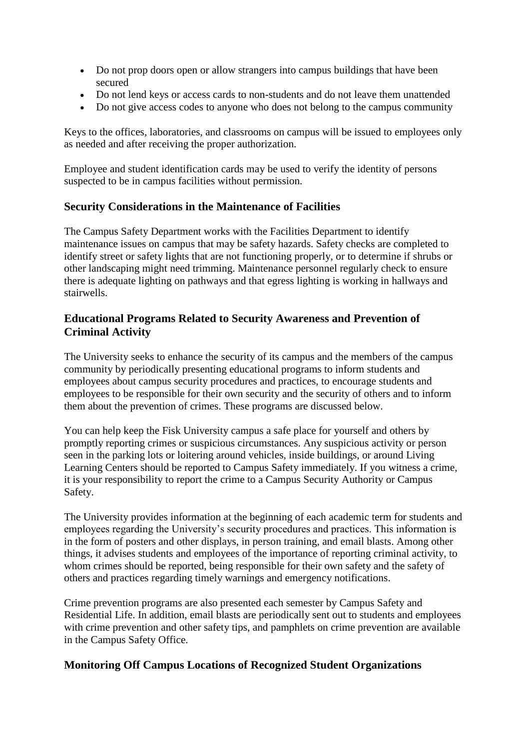- Do not prop doors open or allow strangers into campus buildings that have been secured
- Do not lend keys or access cards to non-students and do not leave them unattended
- Do not give access codes to anyone who does not belong to the campus community

Keys to the offices, laboratories, and classrooms on campus will be issued to employees only as needed and after receiving the proper authorization.

Employee and student identification cards may be used to verify the identity of persons suspected to be in campus facilities without permission.

### Security Considerations in the Maintenance of Facilities

The Campus Safety Department works with the Facilities Department to identify maintenance issues on campus that may be safety hazards. Safety checks are completed to identify street or safety lights that are not functioning properly, or to determine if shrubs or other landscaping might need trimming. Maintenance personnel regularly check to ensure there is adequate lighting on pathways and that egress lighting is working in hallways and stairwells.

### Educational Programs Related to Security Awareness and Prevention of Criminal Activity

The University seeks to enhance the security of its campus and the members of the campus community by periodically presenting educational programs to inform students and employees about campus security procedures and practices, to encourage students and employees to be responsible for their own security and the security of others and to inform them about the prevention of crimes. These programs are discussed below.

You can help keep the Fisk University campus a safe place for yourself and others by promptly reporting crimes or suspicious circumstances. Any suspicious activity or person seen in the parking lots or loitering around vehicles, inside buildings, or around Living Learning Centers should be reported to Campus Safety immediately. If you witness a crime, it is your responsibility to report the crime to a Campus Security Authority or Campus Safety.

The University provides information at the beginning of each academic term for students and employees regarding the University's security procedures and practices. This information is in the form of posters and other displays, in person training, and email blasts. Among other things, it advises students and employees of the importance of reporting criminal activity, to whom crimes should be reported, being responsible for their own safety and the safety of others and practices regarding timely warnings and emergency notifications.

Crime prevention programs are also presented each semester by Campus Safety and Residential Life. In addition, email blasts are periodically sent out to students and employees with crime prevention and other safety tips, and pamphlets on crime prevention are available in the Campus Safety Office.

### Monitoring Off Campus Locations of Recognized Student Organizations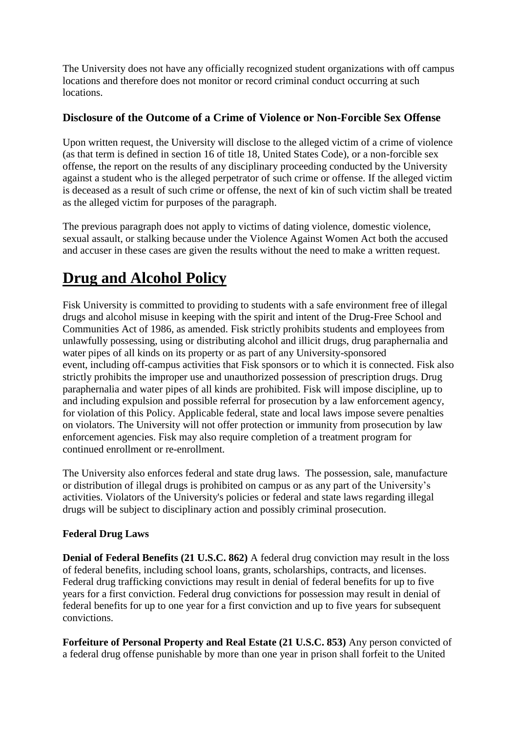The University does not have any officially recognized student organizations with off campus locations and therefore does not monitor or record criminal conduct occurring at such locations.

### Disclosure of the Outcome of a Crime of Violence or Non-Forcible Sex Offense

Upon written request, the University will disclose to the alleged victim of a crime of violence (as that term is defined in section 16 of title 18, United States Code), or a non-forcible sex offense, the report on the results of any disciplinary proceeding conducted by the University against a student who is the alleged perpetrator of such crime or offense. If the alleged victim is deceased as a result of such crime or offense, the next of kin of such victim shall be treated as the alleged victim for purposes of the paragraph.

The previous paragraph does not apply to victims of dating violence, domestic violence, sexual assault, or stalking because under the Violence Against Women Act both the accused and accuser in these cases are given the results without the need to make a written request.

# Drug and Alcohol Policy

Fisk University is committed to providing to students with a safe environment free of illegal drugs and alcohol misuse in keeping with the spirit and intent of the Drug-Free School and Communities Act of 1986, as amended. Fisk strictly prohibits students and employees from unlawfully possessing, using or distributing alcohol and illicit drugs, drug paraphernalia and water pipes of all kinds on its property or as part of any University-sponsored event, including off-campus activities that Fisk sponsors or to which it is connected. Fisk also strictly prohibits the improper use and unauthorized possession of prescription drugs. Drug paraphernalia and water pipes of all kinds are prohibited. Fisk will impose discipline, up to and including expulsion and possible referral for prosecution by a law enforcement agency, for violation of this Policy. Applicable federal, state and local laws impose severe penalties on violators. The University will not offer protection or immunity from prosecution by law enforcement agencies. Fisk may also require completion of a treatment program for continued enrollment or re-enrollment.

The University also enforces federal and state drug laws. The possession, sale, manufacture or distribution of illegal drugs is prohibited on campus or as any part of the University's activities. Violators of the University's policies or federal and state laws regarding illegal drugs will be subject to disciplinary action and possibly criminal prosecution.

**Federal Drug Laws**

**Denial of Federal Benefits (21 U.S.C. 862)** A federal drug conviction may result in the loss of federal benefits, including school loans, grants, scholarships, contracts, and licenses. Federal drug trafficking convictions may result in denial of federal benefits for up to five years for a first conviction. Federal drug convictions for possession may result in denial of federal benefits for up to one year for a first conviction and up to five years for subsequent convictions.

**Forfeiture of Personal Property and Real Estate (21 U.S.C. 853)** Any person convicted of a federal drug offense punishable by more than one year in prison shall forfeit to the United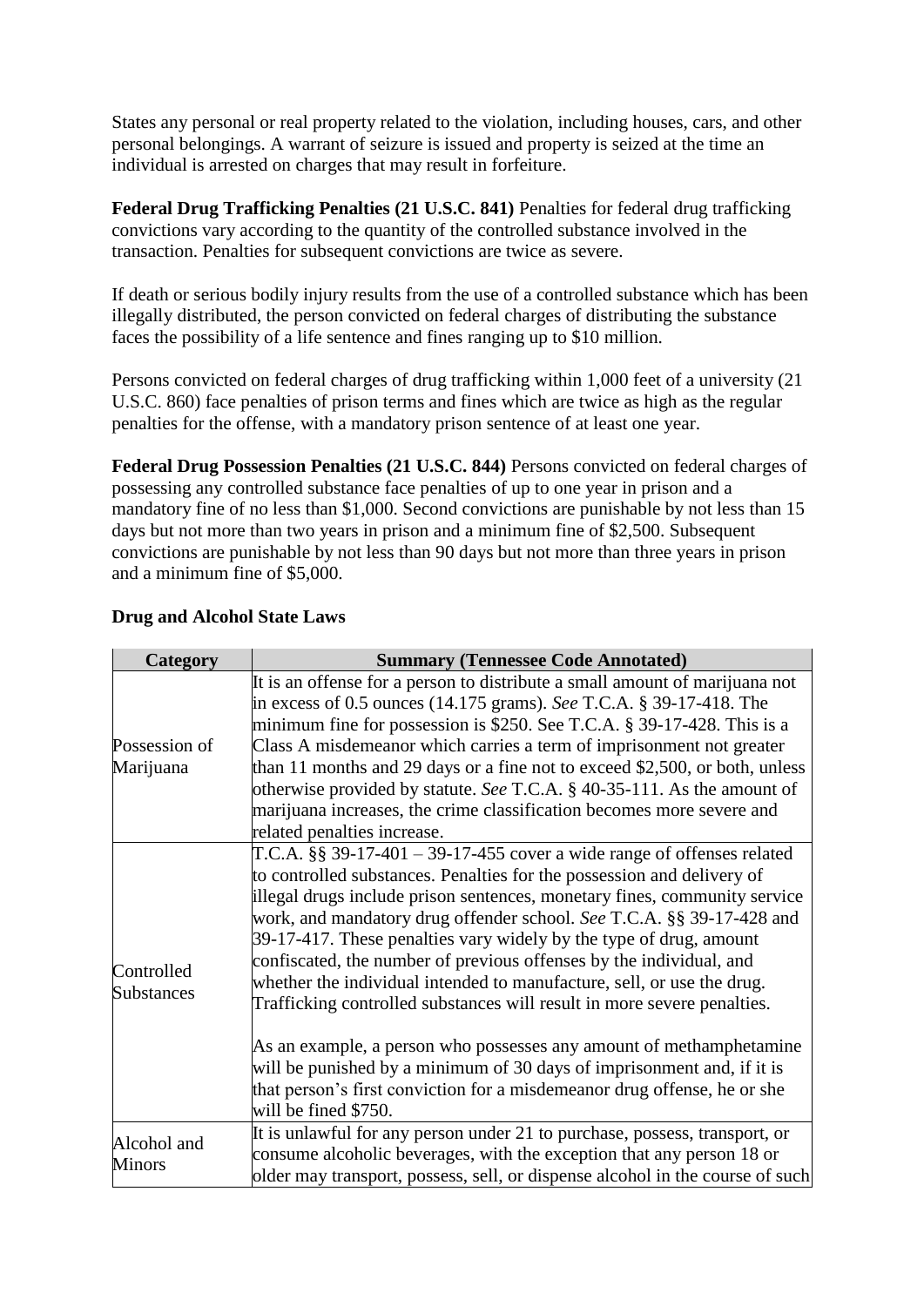States any personal or real property related to the violation, including houses, cars, and other personal belongings. A warrant of seizure is issued and property is seized at the time an individual is arrested on charges that may result in forfeiture.

**Federal Drug Trafficking Penalties (21 U.S.C. 841)** Penalties for federal drug trafficking convictions vary according to the quantity of the controlled substance involved in the transaction. Penalties for subsequent convictions are twice as severe.

If death or serious bodily injury results from the use of a controlled substance which has been illegally distributed, the person convicted on federal charges of distributing the substance faces the possibility of a life sentence and fines ranging up to $10 million.

Persons convicted on federal charges of drug trafficking within 1,000 feet of a university (21 U.S.C. 860) face penalties of prison terms and fines which are twice as high as the regular penalties for the offense, with a mandatory prison sentence of at least one year.

**Federal Drug Possession Penalties (21 U.S.C. 844)** Persons convicted on federal charges of possessing any controlled substance face penalties of up to one year in prison and a mandatory fine of no less than $1,000. Second convictions are punishable by not less than 15 days but not more than two years in prison and a minimum fine of $2,500. Subsequent convictions are punishable by not less than 90 days but not more than three years in prison and a minimum fine of $5,000.

**Drug and Alcohol State Laws**

| Category | Summary (Tennessee Code Annotated) |
|---|---|
| Possession of Marijuana | It is an offense for a person to distribute a small amount of marijuana not in excess of 0.5 ounces (14.175 grams). *See* T.C.A. § 39-17-418. The minimum fine for possession is $250. See T.C.A. § 39-17-428. This is a Class A misdemeanor which carries a term of imprisonment not greater than 11 months and 29 days or a fine not to exceed $2,500, or both, unless otherwise provided by statute. *See* T.C.A. § 40-35-111. As the amount of marijuana increases, the crime classification becomes more severe and related penalties increase. |
| Controlled Substances | T.C.A. §§ 39-17-401 – 39-17-455 cover a wide range of offenses related to controlled substances. Penalties for the possession and delivery of illegal drugs include prison sentences, monetary fines, community service work, and mandatory drug offender school. *See* T.C.A. §§ 39-17-428 and 39-17-417. These penalties vary widely by the type of drug, amount confiscated, the number of previous offenses by the individual, and whether the individual intended to manufacture, sell, or use the drug. Trafficking controlled substances will result in more severe penalties.<br><br>As an example, a person who possesses any amount of methamphetamine will be punished by a minimum of 30 days of imprisonment and, if it is that person's first conviction for a misdemeanor drug offense, he or she will be fined $750. |
| Alcohol and Minors | It is unlawful for any person under 21 to purchase, possess, transport, or consume alcoholic beverages, with the exception that any person 18 or older may transport, possess, sell, or dispense alcohol in the course of such |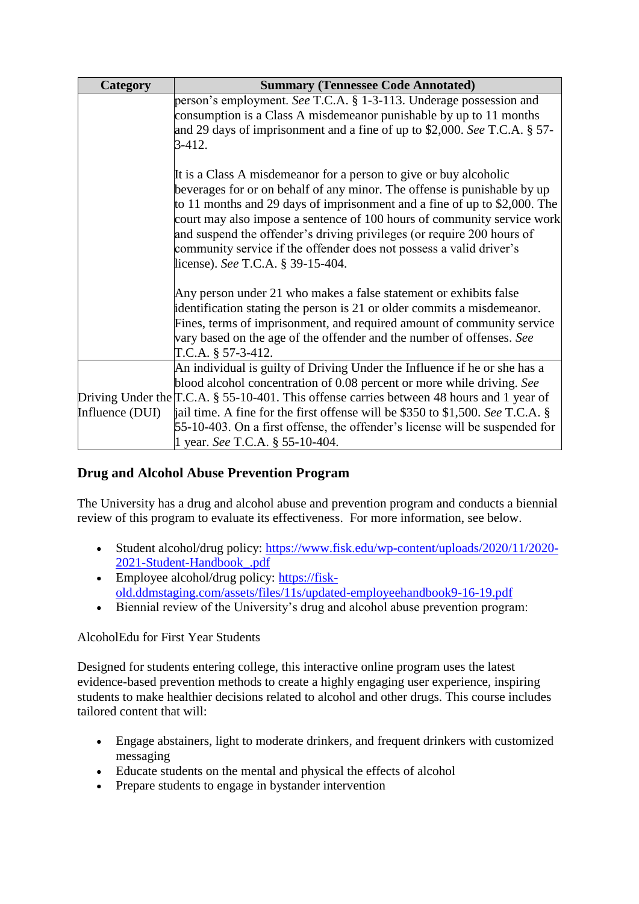| Category | Summary (Tennessee Code Annotated) |
| --- | --- |
| | person's employment. *See* T.C.A. § 1-3-113. Underage possession and consumption is a Class A misdemeanor punishable by up to 11 months and 29 days of imprisonment and a fine of up to $2,000. *See* T.C.A. § 57-3-412.<br><br>It is a Class A misdemeanor for a person to give or buy alcoholic beverages for or on behalf of any minor. The offense is punishable by up to 11 months and 29 days of imprisonment and a fine of up to $2,000. The court may also impose a sentence of 100 hours of community service work and suspend the offender's driving privileges (or require 200 hours of community service if the offender does not possess a valid driver's license). *See* T.C.A. § 39-15-404.<br><br>Any person under 21 who makes a false statement or exhibits false identification stating the person is 21 or older commits a misdemeanor. Fines, terms of imprisonment, and required amount of community service vary based on the age of the offender and the number of offenses. *See* T.C.A. § 57-3-412. |
| Driving Under the Influence (DUI) | An individual is guilty of Driving Under the Influence if he or she has a blood alcohol concentration of 0.08 percent or more while driving. *See* T.C.A. § 55-10-401. This offense carries between 48 hours and 1 year of jail time. A fine for the first offense will be $350 to $1,500. *See* T.C.A. § 55-10-403. On a first offense, the offender's license will be suspended for 1 year. *See* T.C.A. § 55-10-404. |

### Drug and Alcohol Abuse Prevention Program

The University has a drug and alcohol abuse and prevention program and conducts a biennial review of this program to evaluate its effectiveness. For more information, see below.

- Student alcohol/drug policy: https://www.fisk.edu/wp-content/uploads/2020/11/2020-2021-Student-Handbook_.pdf
- Employee alcohol/drug policy: https://fisk-old.ddmstaging.com/assets/files/11s/updated-employeehandbook9-16-19.pdf
- Biennial review of the University's drug and alcohol abuse prevention program:

AlcoholEdu for First Year Students

Designed for students entering college, this interactive online program uses the latest evidence-based prevention methods to create a highly engaging user experience, inspiring students to make healthier decisions related to alcohol and other drugs. This course includes tailored content that will:

- Engage abstainers, light to moderate drinkers, and frequent drinkers with customized messaging
- Educate students on the mental and physical the effects of alcohol
- Prepare students to engage in bystander intervention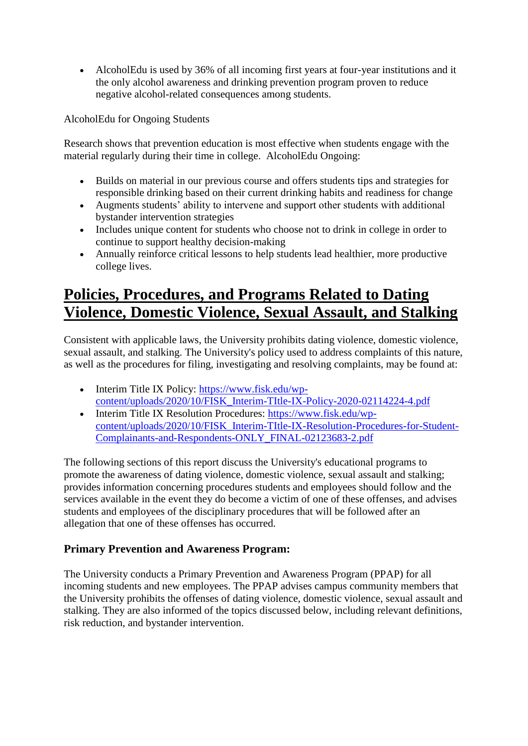- AlcoholEdu is used by 36% of all incoming first years at four-year institutions and it the only alcohol awareness and drinking prevention program proven to reduce negative alcohol-related consequences among students.

AlcoholEdu for Ongoing Students

Research shows that prevention education is most effective when students engage with the material regularly during their time in college. AlcoholEdu Ongoing:

- Builds on material in our previous course and offers students tips and strategies for responsible drinking based on their current drinking habits and readiness for change
- Augments students' ability to intervene and support other students with additional bystander intervention strategies
- Includes unique content for students who choose not to drink in college in order to continue to support healthy decision-making
- Annually reinforce critical lessons to help students lead healthier, more productive college lives.

## Policies, Procedures, and Programs Related to Dating Violence, Domestic Violence, Sexual Assault, and Stalking

Consistent with applicable laws, the University prohibits dating violence, domestic violence, sexual assault, and stalking. The University's policy used to address complaints of this nature, as well as the procedures for filing, investigating and resolving complaints, may be found at:

- Interim Title IX Policy: [https://www.fisk.edu/wp-content/uploads/2020/10/FISK_Interim-TItle-IX-Policy-2020-02114224-4.pdf](https://www.fisk.edu/wp-content/uploads/2020/10/FISK_Interim-TItle-IX-Policy-2020-02114224-4.pdf)
- Interim Title IX Resolution Procedures: [https://www.fisk.edu/wp-content/uploads/2020/10/FISK_Interim-TItle-IX-Resolution-Procedures-for-Student-Complainants-and-Respondents-ONLY_FINAL-02123683-2.pdf](https://www.fisk.edu/wp-content/uploads/2020/10/FISK_Interim-TItle-IX-Resolution-Procedures-for-Student-Complainants-and-Respondents-ONLY_FINAL-02123683-2.pdf)

The following sections of this report discuss the University's educational programs to promote the awareness of dating violence, domestic violence, sexual assault and stalking; provides information concerning procedures students and employees should follow and the services available in the event they do become a victim of one of these offenses, and advises students and employees of the disciplinary procedures that will be followed after an allegation that one of these offenses has occurred.

### Primary Prevention and Awareness Program:

The University conducts a Primary Prevention and Awareness Program (PPAP) for all incoming students and new employees. The PPAP advises campus community members that the University prohibits the offenses of dating violence, domestic violence, sexual assault and stalking. They are also informed of the topics discussed below, including relevant definitions, risk reduction, and bystander intervention.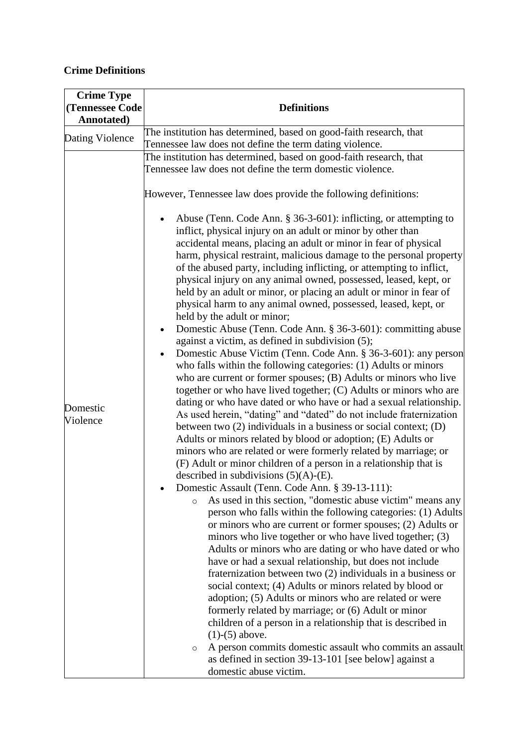**Crime Definitions**

| Crime Type (Tennessee Code Annotated) | Definitions |
|---|---|
| Dating Violence | The institution has determined, based on good-faith research, that Tennessee law does not define the term dating violence. |
| Domestic Violence | The institution has determined, based on good-faith research, that Tennessee law does not define the term domestic violence.<br><br>However, Tennessee law does provide the following definitions:<br><br>• Abuse (Tenn. Code Ann. § 36-3-601): inflicting, or attempting to inflict, physical injury on an adult or minor by other than accidental means, placing an adult or minor in fear of physical harm, physical restraint, malicious damage to the personal property of the abused party, including inflicting, or attempting to inflict, physical injury on any animal owned, possessed, leased, kept, or held by an adult or minor, or placing an adult or minor in fear of physical harm to any animal owned, possessed, leased, kept, or held by the adult or minor;<br>• Domestic Abuse (Tenn. Code Ann. § 36-3-601): committing abuse against a victim, as defined in subdivision (5);<br>• Domestic Abuse Victim (Tenn. Code Ann. § 36-3-601): any person who falls within the following categories: (1) Adults or minors who are current or former spouses; (B) Adults or minors who live together or who have lived together; (C) Adults or minors who are dating or who have dated or who have or had a sexual relationship. As used herein, "dating" and "dated" do not include fraternization between two (2) individuals in a business or social context; (D) Adults or minors related by blood or adoption; (E) Adults or minors who are related or were formerly related by marriage; or (F) Adult or minor children of a person in a relationship that is described in subdivisions (5)(A)-(E).<br>• Domestic Assault (Tenn. Code Ann. § 39-13-111):<br>  ◦ As used in this section, "domestic abuse victim" means any person who falls within the following categories: (1) Adults or minors who are current or former spouses; (2) Adults or minors who live together or who have lived together; (3) Adults or minors who are dating or who have dated or who have or had a sexual relationship, but does not include fraternization between two (2) individuals in a business or social context; (4) Adults or minors related by blood or adoption; (5) Adults or minors who are related or were formerly related by marriage; or (6) Adult or minor children of a person in a relationship that is described in (1)-(5) above.<br>  ◦ A person commits domestic assault who commits an assault as defined in section 39-13-101 [see below] against a domestic abuse victim. |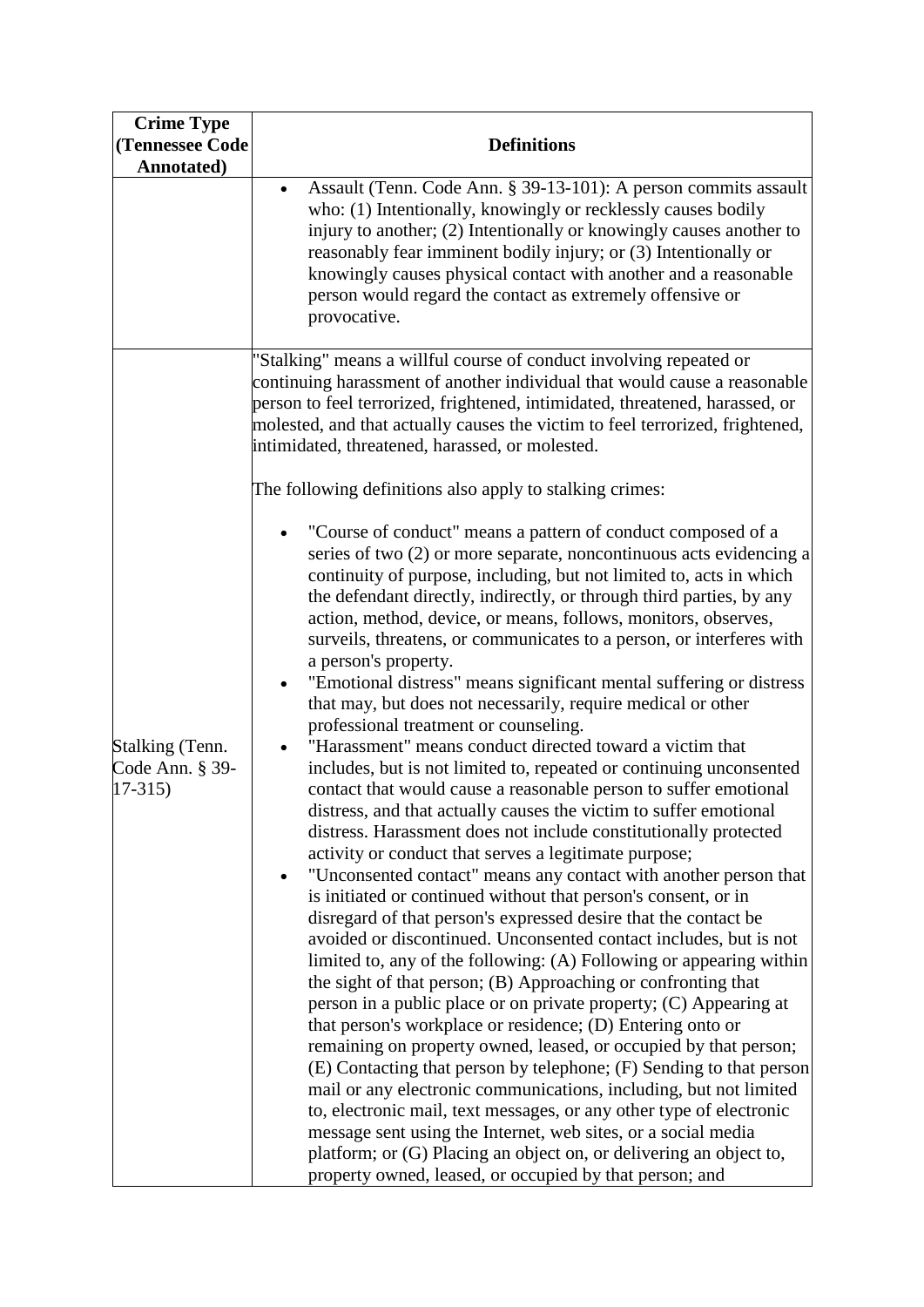| Crime Type (Tennessee Code Annotated) | Definitions |
|---|---|
| | • Assault (Tenn. Code Ann. § 39-13-101): A person commits assault who: (1) Intentionally, knowingly or recklessly causes bodily injury to another; (2) Intentionally or knowingly causes another to reasonably fear imminent bodily injury; or (3) Intentionally or knowingly causes physical contact with another and a reasonable person would regard the contact as extremely offensive or provocative. |
| Stalking (Tenn. Code Ann. § 39-17-315) | "Stalking" means a willful course of conduct involving repeated or continuing harassment of another individual that would cause a reasonable person to feel terrorized, frightened, intimidated, threatened, harassed, or molested, and that actually causes the victim to feel terrorized, frightened, intimidated, threatened, harassed, or molested.<br><br>The following definitions also apply to stalking crimes:<br><br>• "Course of conduct" means a pattern of conduct composed of a series of two (2) or more separate, noncontinuous acts evidencing a continuity of purpose, including, but not limited to, acts in which the defendant directly, indirectly, or through third parties, by any action, method, device, or means, follows, monitors, observes, surveils, threatens, or communicates to a person, or interferes with a person's property.<br>• "Emotional distress" means significant mental suffering or distress that may, but does not necessarily, require medical or other professional treatment or counseling.<br>• "Harassment" means conduct directed toward a victim that includes, but is not limited to, repeated or continuing unconsented contact that would cause a reasonable person to suffer emotional distress, and that actually causes the victim to suffer emotional distress. Harassment does not include constitutionally protected activity or conduct that serves a legitimate purpose;<br>• "Unconsented contact" means any contact with another person that is initiated or continued without that person's consent, or in disregard of that person's expressed desire that the contact be avoided or discontinued. Unconsented contact includes, but is not limited to, any of the following: (A) Following or appearing within the sight of that person; (B) Approaching or confronting that person in a public place or on private property; (C) Appearing at that person's workplace or residence; (D) Entering onto or remaining on property owned, leased, or occupied by that person; (E) Contacting that person by telephone; (F) Sending to that person mail or any electronic communications, including, but not limited to, electronic mail, text messages, or any other type of electronic message sent using the Internet, web sites, or a social media platform; or (G) Placing an object on, or delivering an object to, property owned, leased, or occupied by that person; and |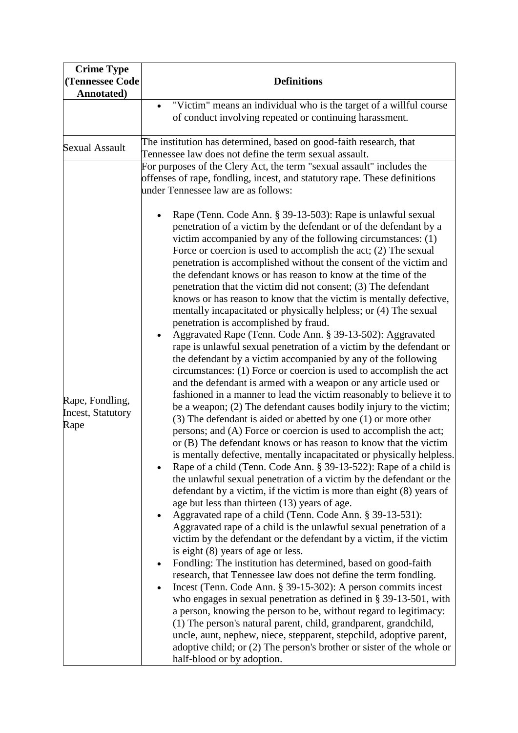| Crime Type (Tennessee Code Annotated) | Definitions |
| --- | --- |
| | • "Victim" means an individual who is the target of a willful course of conduct involving repeated or continuing harassment. |
| Sexual Assault | The institution has determined, based on good-faith research, that Tennessee law does not define the term sexual assault. |
| Rape, Fondling, Incest, Statutory Rape | For purposes of the Clery Act, the term "sexual assault" includes the offenses of rape, fondling, incest, and statutory rape. These definitions under Tennessee law are as follows:<br><br>• Rape (Tenn. Code Ann. § 39-13-503): Rape is unlawful sexual penetration of a victim by the defendant or of the defendant by a victim accompanied by any of the following circumstances: (1) Force or coercion is used to accomplish the act; (2) The sexual penetration is accomplished without the consent of the victim and the defendant knows or has reason to know at the time of the penetration that the victim did not consent; (3) The defendant knows or has reason to know that the victim is mentally defective, mentally incapacitated or physically helpless; or (4) The sexual penetration is accomplished by fraud.<br>• Aggravated Rape (Tenn. Code Ann. § 39-13-502): Aggravated rape is unlawful sexual penetration of a victim by the defendant or the defendant by a victim accompanied by any of the following circumstances: (1) Force or coercion is used to accomplish the act and the defendant is armed with a weapon or any article used or fashioned in a manner to lead the victim reasonably to believe it to be a weapon; (2) The defendant causes bodily injury to the victim; (3) The defendant is aided or abetted by one (1) or more other persons; and (A) Force or coercion is used to accomplish the act; or (B) The defendant knows or has reason to know that the victim is mentally defective, mentally incapacitated or physically helpless.<br>• Rape of a child (Tenn. Code Ann. § 39-13-522): Rape of a child is the unlawful sexual penetration of a victim by the defendant or the defendant by a victim, if the victim is more than eight (8) years of age but less than thirteen (13) years of age.<br>• Aggravated rape of a child (Tenn. Code Ann. § 39-13-531): Aggravated rape of a child is the unlawful sexual penetration of a victim by the defendant or the defendant by a victim, if the victim is eight (8) years of age or less.<br>• Fondling: The institution has determined, based on good-faith research, that Tennessee law does not define the term fondling.<br>• Incest (Tenn. Code Ann. § 39-15-302): A person commits incest who engages in sexual penetration as defined in § 39-13-501, with a person, knowing the person to be, without regard to legitimacy: (1) The person's natural parent, child, grandparent, grandchild, uncle, aunt, nephew, niece, stepparent, stepchild, adoptive parent, adoptive child; or (2) The person's brother or sister of the whole or half-blood or by adoption. |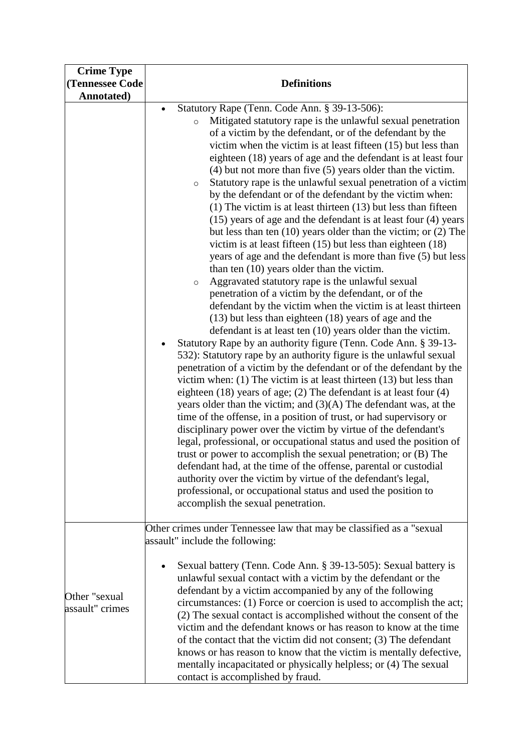| Crime Type (Tennessee Code Annotated) | Definitions |
|---|---|
| | <ul><li>Statutory Rape (Tenn. Code Ann. § 39-13-506):<ul><li>Mitigated statutory rape is the unlawful sexual penetration of a victim by the defendant, or of the defendant by the victim when the victim is at least fifteen (15) but less than eighteen (18) years of age and the defendant is at least four (4) but not more than five (5) years older than the victim.</li><li>Statutory rape is the unlawful sexual penetration of a victim by the defendant or of the defendant by the victim when: (1) The victim is at least thirteen (13) but less than fifteen (15) years of age and the defendant is at least four (4) years but less than ten (10) years older than the victim; or (2) The victim is at least fifteen (15) but less than eighteen (18) years of age and the defendant is more than five (5) but less than ten (10) years older than the victim.</li><li>Aggravated statutory rape is the unlawful sexual penetration of a victim by the defendant, or of the defendant by the victim when the victim is at least thirteen (13) but less than eighteen (18) years of age and the defendant is at least ten (10) years older than the victim.</li></ul></li><li>Statutory Rape by an authority figure (Tenn. Code Ann. § 39-13-532): Statutory rape by an authority figure is the unlawful sexual penetration of a victim by the defendant or of the defendant by the victim when: (1) The victim is at least thirteen (13) but less than eighteen (18) years of age; (2) The defendant is at least four (4) years older than the victim; and (3)(A) The defendant was, at the time of the offense, in a position of trust, or had supervisory or disciplinary power over the victim by virtue of the defendant's legal, professional, or occupational status and used the position of trust or power to accomplish the sexual penetration; or (B) The defendant had, at the time of the offense, parental or custodial authority over the victim by virtue of the defendant's legal, professional, or occupational status and used the position to accomplish the sexual penetration.</li></ul> |
| Other "sexual assault" crimes | Other crimes under Tennessee law that may be classified as a "sexual assault" include the following:<ul><li>Sexual battery (Tenn. Code Ann. § 39-13-505): Sexual battery is unlawful sexual contact with a victim by the defendant or the defendant by a victim accompanied by any of the following circumstances: (1) Force or coercion is used to accomplish the act; (2) The sexual contact is accomplished without the consent of the victim and the defendant knows or has reason to know at the time of the contact that the victim did not consent; (3) The defendant knows or has reason to know that the victim is mentally defective, mentally incapacitated or physically helpless; or (4) The sexual contact is accomplished by fraud.</li></ul> |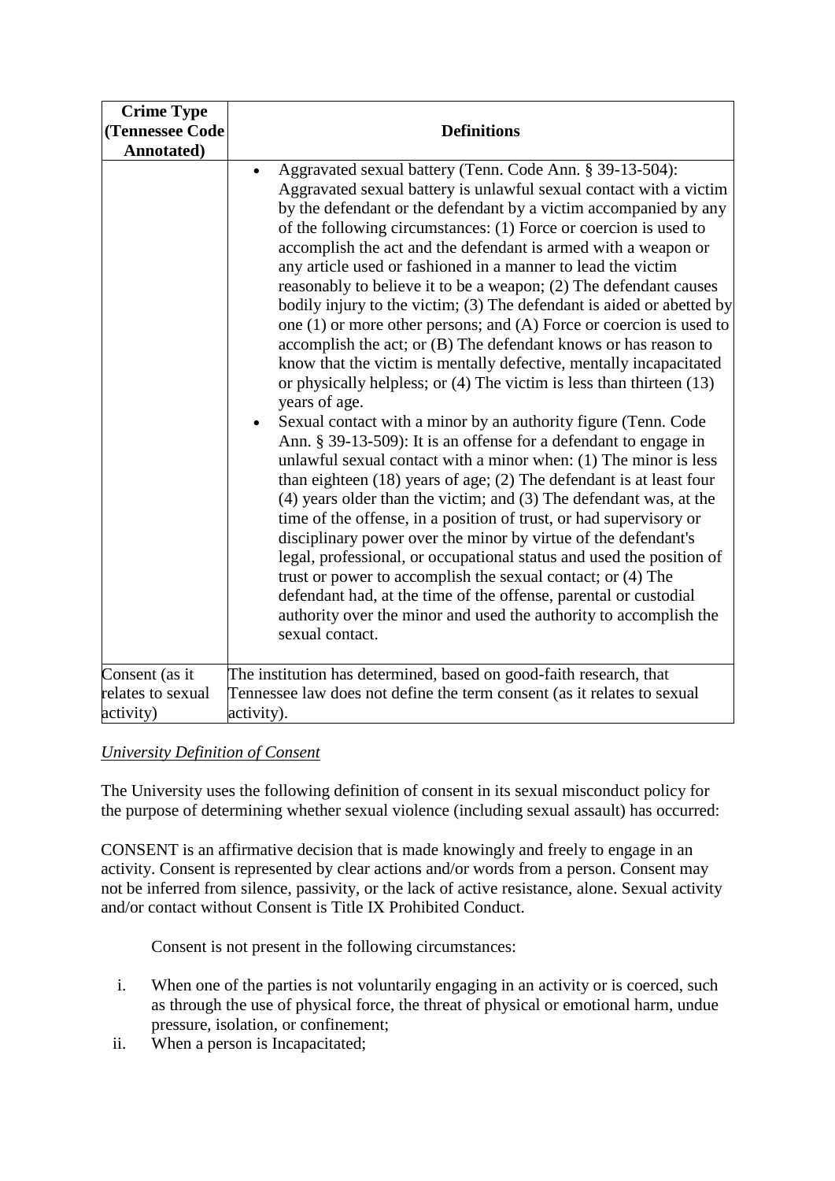| Crime Type (Tennessee Code Annotated) | Definitions |
|---|---|
| | • Aggravated sexual battery (Tenn. Code Ann. § 39-13-504): Aggravated sexual battery is unlawful sexual contact with a victim by the defendant or the defendant by a victim accompanied by any of the following circumstances: (1) Force or coercion is used to accomplish the act and the defendant is armed with a weapon or any article used or fashioned in a manner to lead the victim reasonably to believe it to be a weapon; (2) The defendant causes bodily injury to the victim; (3) The defendant is aided or abetted by one (1) or more other persons; and (A) Force or coercion is used to accomplish the act; or (B) The defendant knows or has reason to know that the victim is mentally defective, mentally incapacitated or physically helpless; or (4) The victim is less than thirteen (13) years of age.<br>• Sexual contact with a minor by an authority figure (Tenn. Code Ann. § 39-13-509): It is an offense for a defendant to engage in unlawful sexual contact with a minor when: (1) The minor is less than eighteen (18) years of age; (2) The defendant is at least four (4) years older than the victim; and (3) The defendant was, at the time of the offense, in a position of trust, or had supervisory or disciplinary power over the minor by virtue of the defendant's legal, professional, or occupational status and used the position of trust or power to accomplish the sexual contact; or (4) The defendant had, at the time of the offense, parental or custodial authority over the minor and used the authority to accomplish the sexual contact. |
| Consent (as it relates to sexual activity) | The institution has determined, based on good-faith research, that Tennessee law does not define the term consent (as it relates to sexual activity). |

*University Definition of Consent*

The University uses the following definition of consent in its sexual misconduct policy for the purpose of determining whether sexual violence (including sexual assault) has occurred:

CONSENT is an affirmative decision that is made knowingly and freely to engage in an activity. Consent is represented by clear actions and/or words from a person. Consent may not be inferred from silence, passivity, or the lack of active resistance, alone. Sexual activity and/or contact without Consent is Title IX Prohibited Conduct.

Consent is not present in the following circumstances:

i. When one of the parties is not voluntarily engaging in an activity or is coerced, such as through the use of physical force, the threat of physical or emotional harm, undue pressure, isolation, or confinement;
ii. When a person is Incapacitated;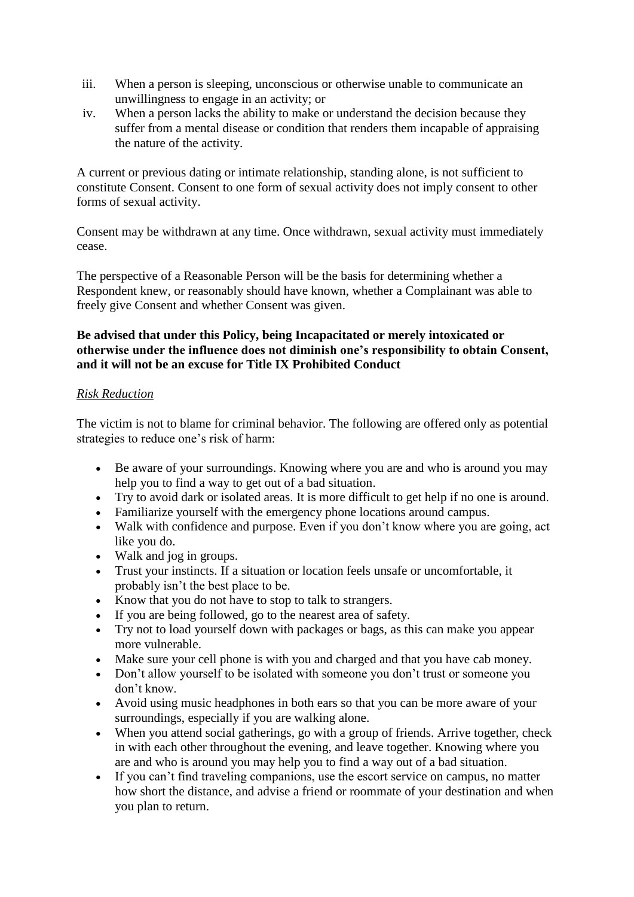iii. When a person is sleeping, unconscious or otherwise unable to communicate an unwillingness to engage in an activity; or

iv. When a person lacks the ability to make or understand the decision because they suffer from a mental disease or condition that renders them incapable of appraising the nature of the activity.

A current or previous dating or intimate relationship, standing alone, is not sufficient to constitute Consent. Consent to one form of sexual activity does not imply consent to other forms of sexual activity.

Consent may be withdrawn at any time. Once withdrawn, sexual activity must immediately cease.

The perspective of a Reasonable Person will be the basis for determining whether a Respondent knew, or reasonably should have known, whether a Complainant was able to freely give Consent and whether Consent was given.

**Be advised that under this Policy, being Incapacitated or merely intoxicated or otherwise under the influence does not diminish one's responsibility to obtain Consent, and it will not be an excuse for Title IX Prohibited Conduct**

*Risk Reduction*

The victim is not to blame for criminal behavior. The following are offered only as potential strategies to reduce one's risk of harm:

- Be aware of your surroundings. Knowing where you are and who is around you may help you to find a way to get out of a bad situation.
- Try to avoid dark or isolated areas. It is more difficult to get help if no one is around.
- Familiarize yourself with the emergency phone locations around campus.
- Walk with confidence and purpose. Even if you don't know where you are going, act like you do.
- Walk and jog in groups.
- Trust your instincts. If a situation or location feels unsafe or uncomfortable, it probably isn't the best place to be.
- Know that you do not have to stop to talk to strangers.
- If you are being followed, go to the nearest area of safety.
- Try not to load yourself down with packages or bags, as this can make you appear more vulnerable.
- Make sure your cell phone is with you and charged and that you have cab money.
- Don't allow yourself to be isolated with someone you don't trust or someone you don't know.
- Avoid using music headphones in both ears so that you can be more aware of your surroundings, especially if you are walking alone.
- When you attend social gatherings, go with a group of friends. Arrive together, check in with each other throughout the evening, and leave together. Knowing where you are and who is around you may help you to find a way out of a bad situation.
- If you can't find traveling companions, use the escort service on campus, no matter how short the distance, and advise a friend or roommate of your destination and when you plan to return.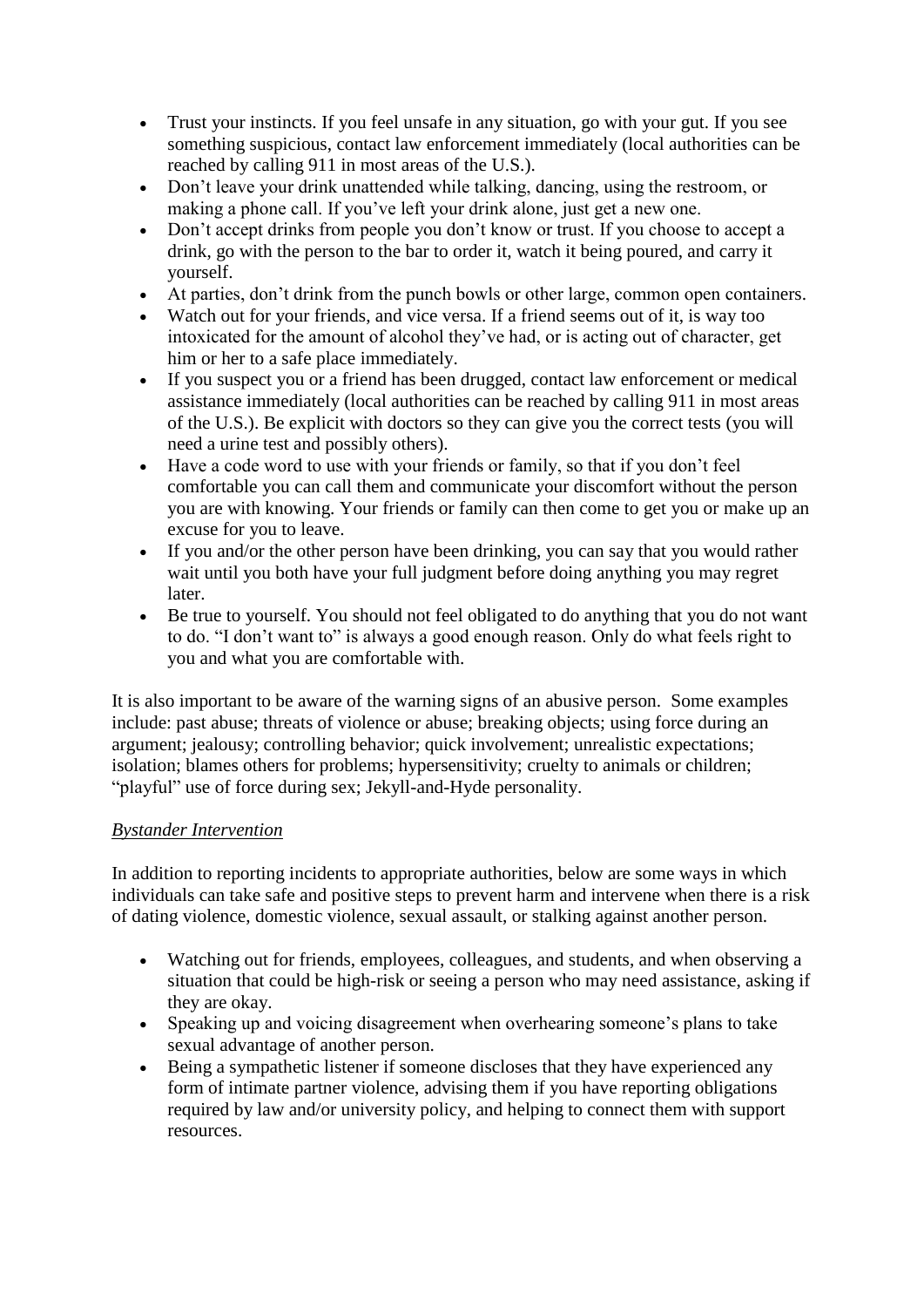- Trust your instincts. If you feel unsafe in any situation, go with your gut. If you see something suspicious, contact law enforcement immediately (local authorities can be reached by calling 911 in most areas of the U.S.).
- Don't leave your drink unattended while talking, dancing, using the restroom, or making a phone call. If you've left your drink alone, just get a new one.
- Don't accept drinks from people you don't know or trust. If you choose to accept a drink, go with the person to the bar to order it, watch it being poured, and carry it yourself.
- At parties, don't drink from the punch bowls or other large, common open containers.
- Watch out for your friends, and vice versa. If a friend seems out of it, is way too intoxicated for the amount of alcohol they've had, or is acting out of character, get him or her to a safe place immediately.
- If you suspect you or a friend has been drugged, contact law enforcement or medical assistance immediately (local authorities can be reached by calling 911 in most areas of the U.S.). Be explicit with doctors so they can give you the correct tests (you will need a urine test and possibly others).
- Have a code word to use with your friends or family, so that if you don't feel comfortable you can call them and communicate your discomfort without the person you are with knowing. Your friends or family can then come to get you or make up an excuse for you to leave.
- If you and/or the other person have been drinking, you can say that you would rather wait until you both have your full judgment before doing anything you may regret later.
- Be true to yourself. You should not feel obligated to do anything that you do not want to do. "I don't want to" is always a good enough reason. Only do what feels right to you and what you are comfortable with.

It is also important to be aware of the warning signs of an abusive person. Some examples include: past abuse; threats of violence or abuse; breaking objects; using force during an argument; jealousy; controlling behavior; quick involvement; unrealistic expectations; isolation; blames others for problems; hypersensitivity; cruelty to animals or children; "playful" use of force during sex; Jekyll-and-Hyde personality.

*Bystander Intervention*

In addition to reporting incidents to appropriate authorities, below are some ways in which individuals can take safe and positive steps to prevent harm and intervene when there is a risk of dating violence, domestic violence, sexual assault, or stalking against another person.

- Watching out for friends, employees, colleagues, and students, and when observing a situation that could be high-risk or seeing a person who may need assistance, asking if they are okay.
- Speaking up and voicing disagreement when overhearing someone's plans to take sexual advantage of another person.
- Being a sympathetic listener if someone discloses that they have experienced any form of intimate partner violence, advising them if you have reporting obligations required by law and/or university policy, and helping to connect them with support resources.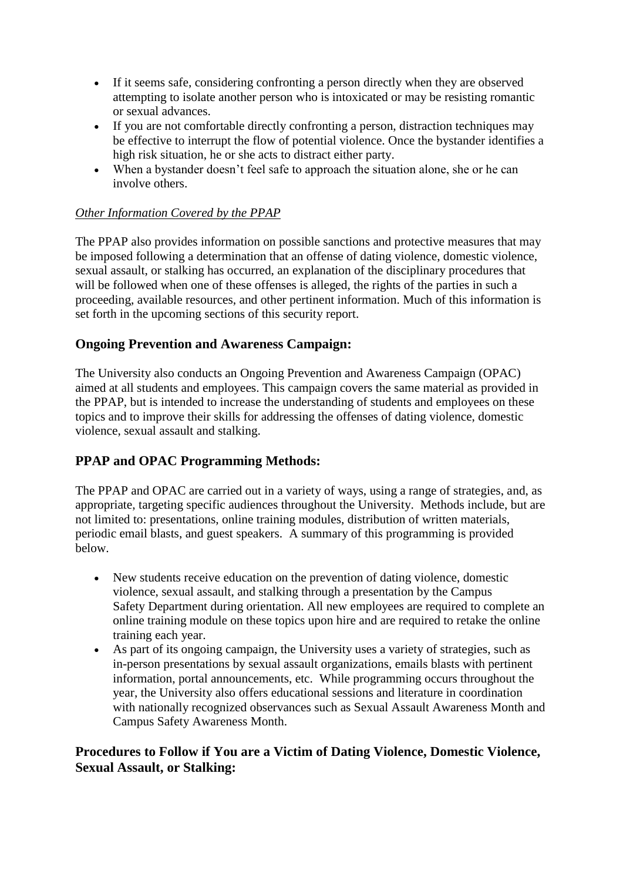- If it seems safe, considering confronting a person directly when they are observed attempting to isolate another person who is intoxicated or may be resisting romantic or sexual advances.
- If you are not comfortable directly confronting a person, distraction techniques may be effective to interrupt the flow of potential violence. Once the bystander identifies a high risk situation, he or she acts to distract either party.
- When a bystander doesn't feel safe to approach the situation alone, she or he can involve others.

*Other Information Covered by the PPAP*

The PPAP also provides information on possible sanctions and protective measures that may be imposed following a determination that an offense of dating violence, domestic violence, sexual assault, or stalking has occurred, an explanation of the disciplinary procedures that will be followed when one of these offenses is alleged, the rights of the parties in such a proceeding, available resources, and other pertinent information. Much of this information is set forth in the upcoming sections of this security report.

## Ongoing Prevention and Awareness Campaign:

The University also conducts an Ongoing Prevention and Awareness Campaign (OPAC) aimed at all students and employees. This campaign covers the same material as provided in the PPAP, but is intended to increase the understanding of students and employees on these topics and to improve their skills for addressing the offenses of dating violence, domestic violence, sexual assault and stalking.

## PPAP and OPAC Programming Methods:

The PPAP and OPAC are carried out in a variety of ways, using a range of strategies, and, as appropriate, targeting specific audiences throughout the University. Methods include, but are not limited to: presentations, online training modules, distribution of written materials, periodic email blasts, and guest speakers. A summary of this programming is provided below.

- New students receive education on the prevention of dating violence, domestic violence, sexual assault, and stalking through a presentation by the Campus Safety Department during orientation. All new employees are required to complete an online training module on these topics upon hire and are required to retake the online training each year.
- As part of its ongoing campaign, the University uses a variety of strategies, such as in-person presentations by sexual assault organizations, emails blasts with pertinent information, portal announcements, etc. While programming occurs throughout the year, the University also offers educational sessions and literature in coordination with nationally recognized observances such as Sexual Assault Awareness Month and Campus Safety Awareness Month.

## Procedures to Follow if You are a Victim of Dating Violence, Domestic Violence, Sexual Assault, or Stalking: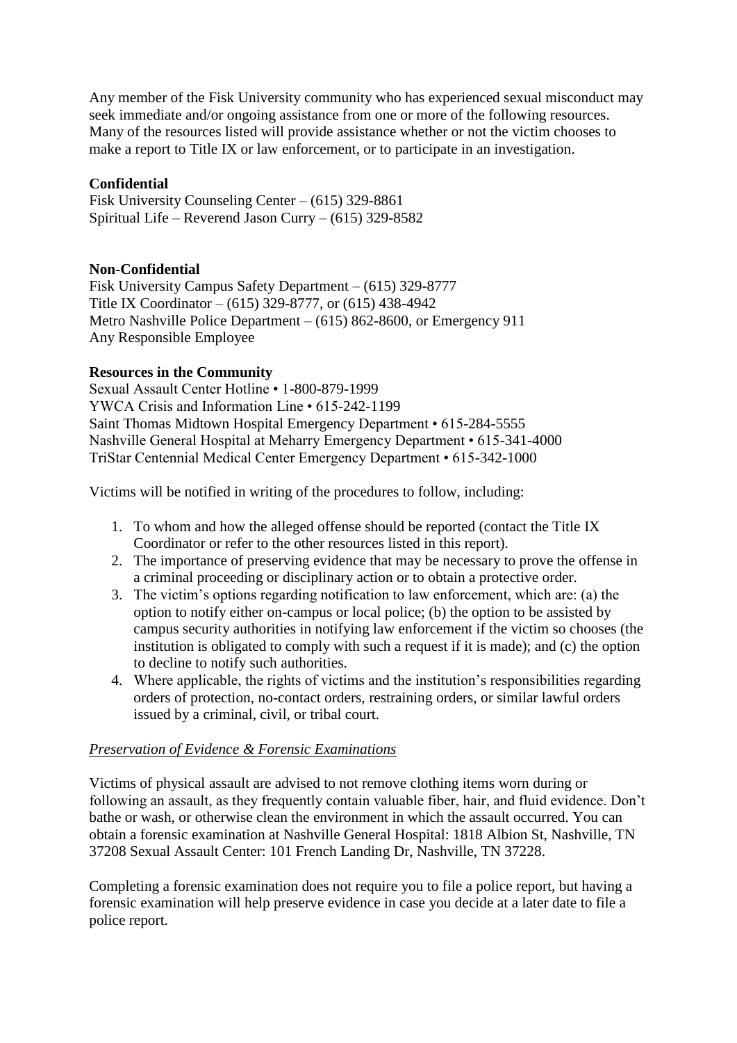Any member of the Fisk University community who has experienced sexual misconduct may seek immediate and/or ongoing assistance from one or more of the following resources. Many of the resources listed will provide assistance whether or not the victim chooses to make a report to Title IX or law enforcement, or to participate in an investigation.

**Confidential**

Fisk University Counseling Center – (615) 329-8861
Spiritual Life – Reverend Jason Curry – (615) 329-8582

**Non-Confidential**

Fisk University Campus Safety Department – (615) 329-8777
Title IX Coordinator – (615) 329-8777, or (615) 438-4942
Metro Nashville Police Department – (615) 862-8600, or Emergency 911
Any Responsible Employee

**Resources in the Community**

Sexual Assault Center Hotline • 1-800-879-1999
YWCA Crisis and Information Line • 615-242-1199
Saint Thomas Midtown Hospital Emergency Department • 615-284-5555
Nashville General Hospital at Meharry Emergency Department • 615-341-4000
TriStar Centennial Medical Center Emergency Department • 615-342-1000

Victims will be notified in writing of the procedures to follow, including:

1. To whom and how the alleged offense should be reported (contact the Title IX Coordinator or refer to the other resources listed in this report).
2. The importance of preserving evidence that may be necessary to prove the offense in a criminal proceeding or disciplinary action or to obtain a protective order.
3. The victim's options regarding notification to law enforcement, which are: (a) the option to notify either on-campus or local police; (b) the option to be assisted by campus security authorities in notifying law enforcement if the victim so chooses (the institution is obligated to comply with such a request if it is made); and (c) the option to decline to notify such authorities.
4. Where applicable, the rights of victims and the institution's responsibilities regarding orders of protection, no-contact orders, restraining orders, or similar lawful orders issued by a criminal, civil, or tribal court.

*Preservation of Evidence & Forensic Examinations*

Victims of physical assault are advised to not remove clothing items worn during or following an assault, as they frequently contain valuable fiber, hair, and fluid evidence. Don't bathe or wash, or otherwise clean the environment in which the assault occurred. You can obtain a forensic examination at Nashville General Hospital: 1818 Albion St, Nashville, TN 37208 Sexual Assault Center: 101 French Landing Dr, Nashville, TN 37228.

Completing a forensic examination does not require you to file a police report, but having a forensic examination will help preserve evidence in case you decide at a later date to file a police report.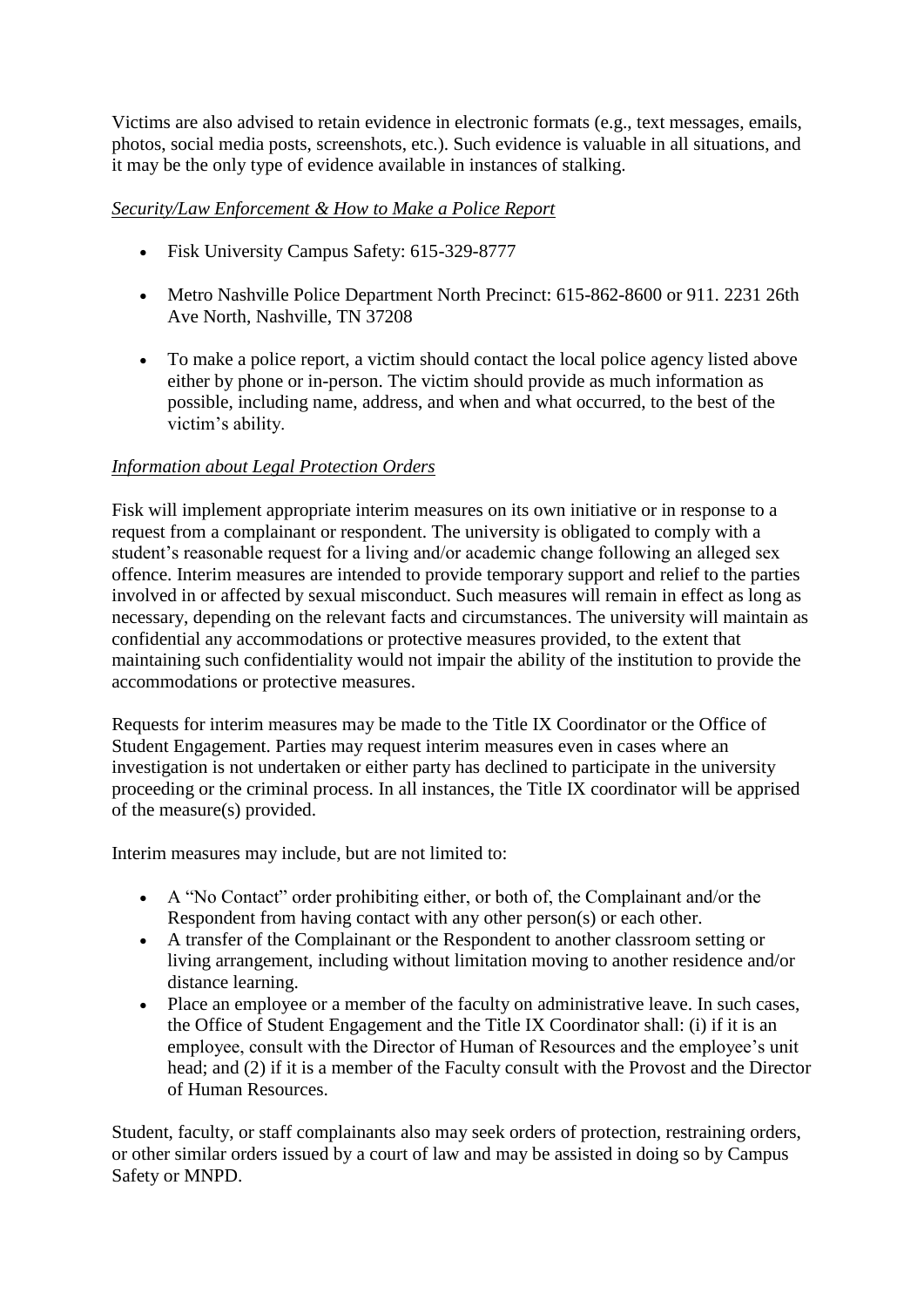Victims are also advised to retain evidence in electronic formats (e.g., text messages, emails, photos, social media posts, screenshots, etc.). Such evidence is valuable in all situations, and it may be the only type of evidence available in instances of stalking.

*Security/Law Enforcement & How to Make a Police Report*

- Fisk University Campus Safety: 615-329-8777
- Metro Nashville Police Department North Precinct: 615-862-8600 or 911. 2231 26th Ave North, Nashville, TN 37208
- To make a police report, a victim should contact the local police agency listed above either by phone or in-person. The victim should provide as much information as possible, including name, address, and when and what occurred, to the best of the victim's ability.

*Information about Legal Protection Orders*

Fisk will implement appropriate interim measures on its own initiative or in response to a request from a complainant or respondent. The university is obligated to comply with a student's reasonable request for a living and/or academic change following an alleged sex offence. Interim measures are intended to provide temporary support and relief to the parties involved in or affected by sexual misconduct. Such measures will remain in effect as long as necessary, depending on the relevant facts and circumstances. The university will maintain as confidential any accommodations or protective measures provided, to the extent that maintaining such confidentiality would not impair the ability of the institution to provide the accommodations or protective measures.

Requests for interim measures may be made to the Title IX Coordinator or the Office of Student Engagement. Parties may request interim measures even in cases where an investigation is not undertaken or either party has declined to participate in the university proceeding or the criminal process. In all instances, the Title IX coordinator will be apprised of the measure(s) provided.

Interim measures may include, but are not limited to:

- A "No Contact" order prohibiting either, or both of, the Complainant and/or the Respondent from having contact with any other person(s) or each other.
- A transfer of the Complainant or the Respondent to another classroom setting or living arrangement, including without limitation moving to another residence and/or distance learning.
- Place an employee or a member of the faculty on administrative leave. In such cases, the Office of Student Engagement and the Title IX Coordinator shall: (i) if it is an employee, consult with the Director of Human of Resources and the employee's unit head; and (2) if it is a member of the Faculty consult with the Provost and the Director of Human Resources.

Student, faculty, or staff complainants also may seek orders of protection, restraining orders, or other similar orders issued by a court of law and may be assisted in doing so by Campus Safety or MNPD.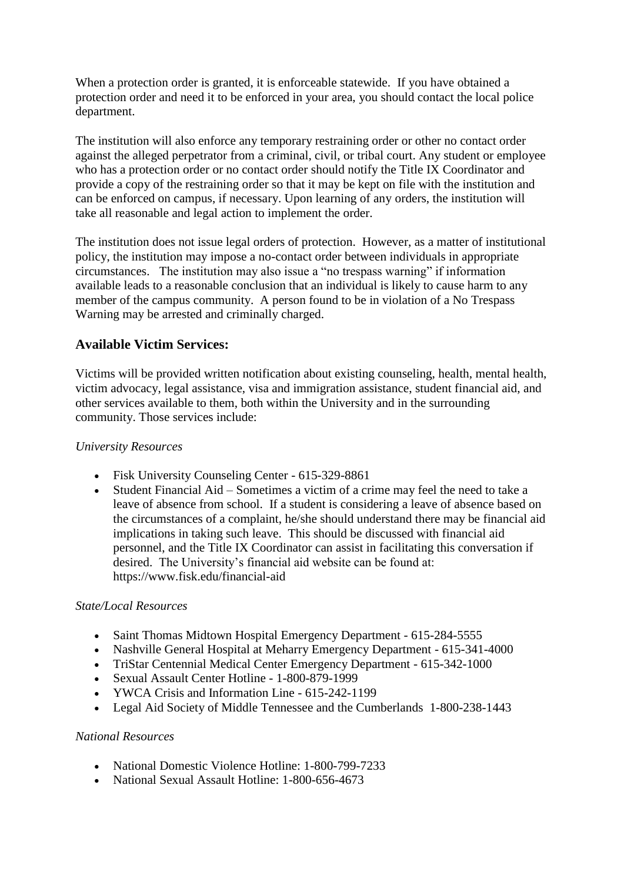When a protection order is granted, it is enforceable statewide. If you have obtained a protection order and need it to be enforced in your area, you should contact the local police department.

The institution will also enforce any temporary restraining order or other no contact order against the alleged perpetrator from a criminal, civil, or tribal court. Any student or employee who has a protection order or no contact order should notify the Title IX Coordinator and provide a copy of the restraining order so that it may be kept on file with the institution and can be enforced on campus, if necessary. Upon learning of any orders, the institution will take all reasonable and legal action to implement the order.

The institution does not issue legal orders of protection. However, as a matter of institutional policy, the institution may impose a no-contact order between individuals in appropriate circumstances. The institution may also issue a "no trespass warning" if information available leads to a reasonable conclusion that an individual is likely to cause harm to any member of the campus community. A person found to be in violation of a No Trespass Warning may be arrested and criminally charged.

## Available Victim Services:

Victims will be provided written notification about existing counseling, health, mental health, victim advocacy, legal assistance, visa and immigration assistance, student financial aid, and other services available to them, both within the University and in the surrounding community. Those services include:

*University Resources*

- Fisk University Counseling Center - 615-329-8861
- Student Financial Aid – Sometimes a victim of a crime may feel the need to take a leave of absence from school. If a student is considering a leave of absence based on the circumstances of a complaint, he/she should understand there may be financial aid implications in taking such leave. This should be discussed with financial aid personnel, and the Title IX Coordinator can assist in facilitating this conversation if desired. The University's financial aid website can be found at: https://www.fisk.edu/financial-aid

*State/Local Resources*

- Saint Thomas Midtown Hospital Emergency Department - 615-284-5555
- Nashville General Hospital at Meharry Emergency Department - 615-341-4000
- TriStar Centennial Medical Center Emergency Department - 615-342-1000
- Sexual Assault Center Hotline - 1-800-879-1999
- YWCA Crisis and Information Line - 615-242-1199
- Legal Aid Society of Middle Tennessee and the Cumberlands 1-800-238-1443

*National Resources*

- National Domestic Violence Hotline: 1-800-799-7233
- National Sexual Assault Hotline: 1-800-656-4673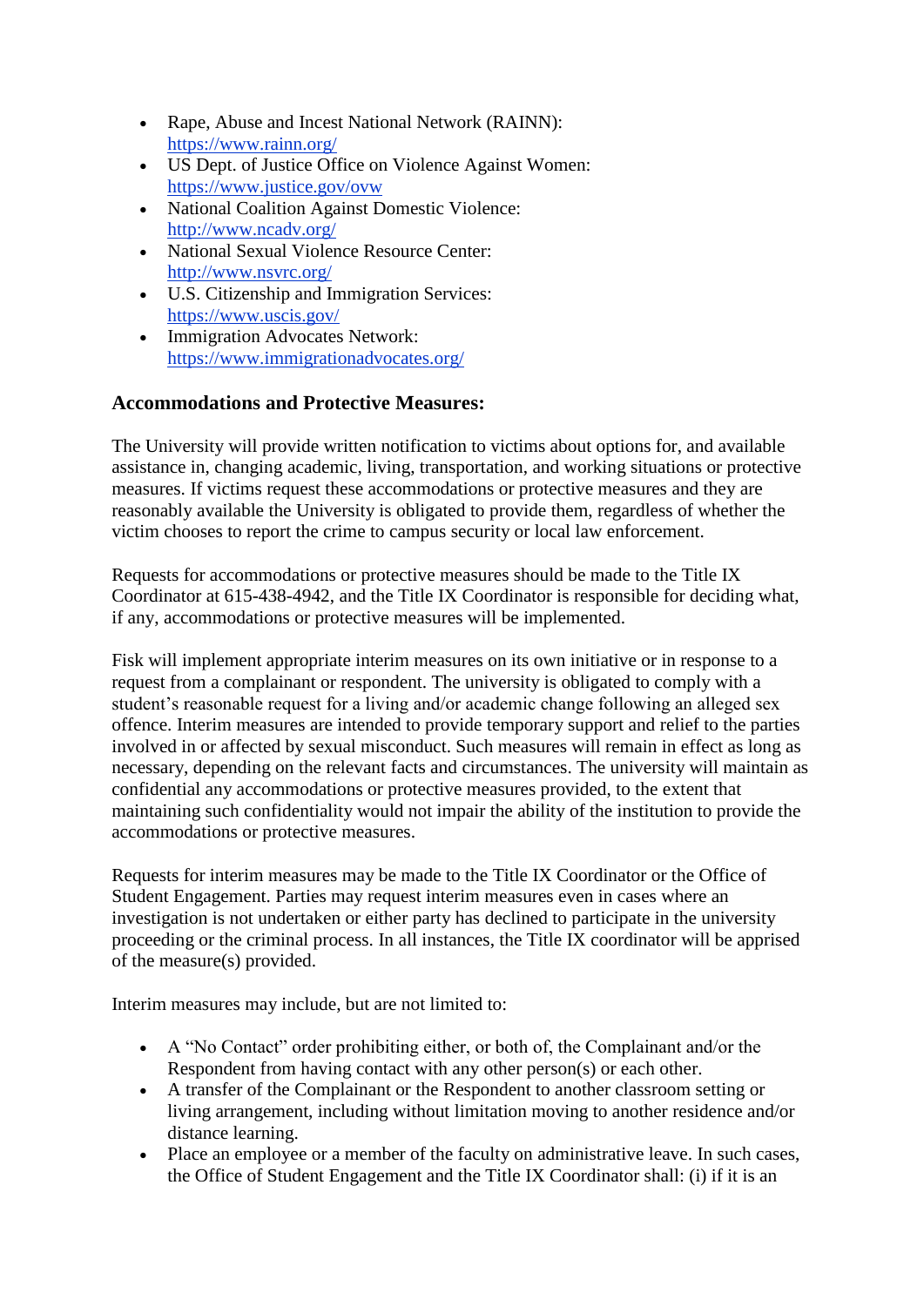- Rape, Abuse and Incest National Network (RAINN): https://www.rainn.org/
- US Dept. of Justice Office on Violence Against Women: https://www.justice.gov/ovw
- National Coalition Against Domestic Violence: http://www.ncadv.org/
- National Sexual Violence Resource Center: http://www.nsvrc.org/
- U.S. Citizenship and Immigration Services: https://www.uscis.gov/
- Immigration Advocates Network: https://www.immigrationadvocates.org/

### Accommodations and Protective Measures:

The University will provide written notification to victims about options for, and available assistance in, changing academic, living, transportation, and working situations or protective measures. If victims request these accommodations or protective measures and they are reasonably available the University is obligated to provide them, regardless of whether the victim chooses to report the crime to campus security or local law enforcement.

Requests for accommodations or protective measures should be made to the Title IX Coordinator at 615-438-4942, and the Title IX Coordinator is responsible for deciding what, if any, accommodations or protective measures will be implemented.

Fisk will implement appropriate interim measures on its own initiative or in response to a request from a complainant or respondent. The university is obligated to comply with a student's reasonable request for a living and/or academic change following an alleged sex offence. Interim measures are intended to provide temporary support and relief to the parties involved in or affected by sexual misconduct. Such measures will remain in effect as long as necessary, depending on the relevant facts and circumstances. The university will maintain as confidential any accommodations or protective measures provided, to the extent that maintaining such confidentiality would not impair the ability of the institution to provide the accommodations or protective measures.

Requests for interim measures may be made to the Title IX Coordinator or the Office of Student Engagement. Parties may request interim measures even in cases where an investigation is not undertaken or either party has declined to participate in the university proceeding or the criminal process. In all instances, the Title IX coordinator will be apprised of the measure(s) provided.

Interim measures may include, but are not limited to:

- A "No Contact" order prohibiting either, or both of, the Complainant and/or the Respondent from having contact with any other person(s) or each other.
- A transfer of the Complainant or the Respondent to another classroom setting or living arrangement, including without limitation moving to another residence and/or distance learning.
- Place an employee or a member of the faculty on administrative leave. In such cases, the Office of Student Engagement and the Title IX Coordinator shall: (i) if it is an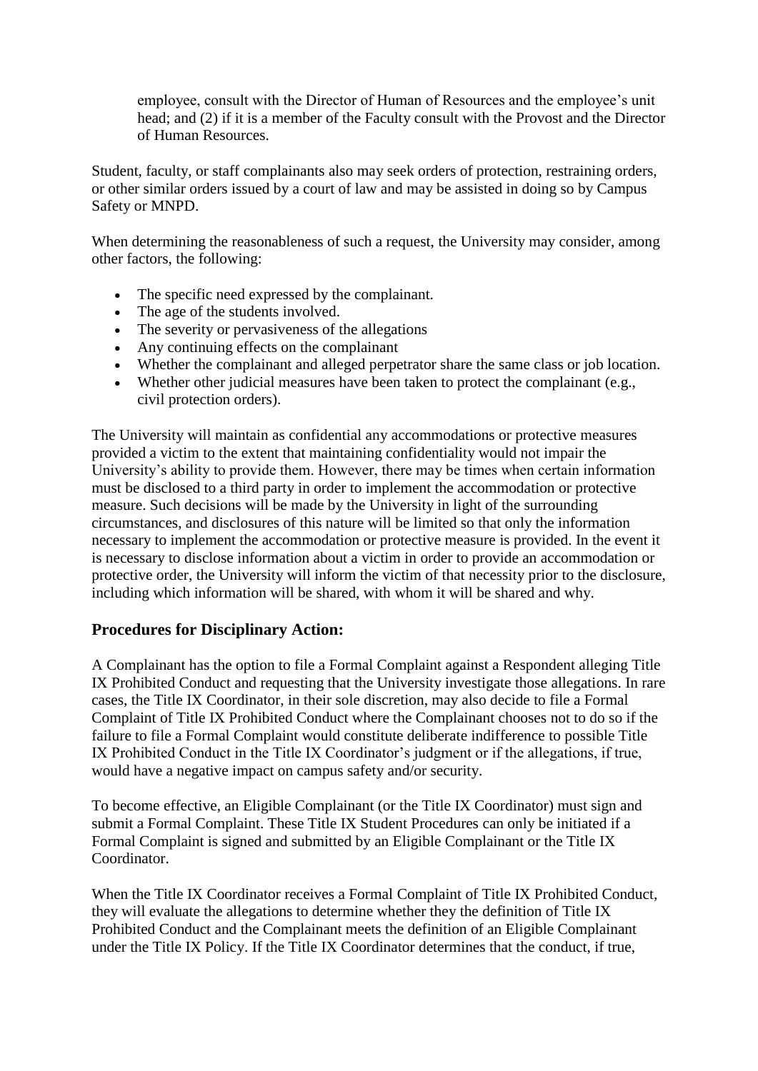employee, consult with the Director of Human of Resources and the employee's unit head; and (2) if it is a member of the Faculty consult with the Provost and the Director of Human Resources.

Student, faculty, or staff complainants also may seek orders of protection, restraining orders, or other similar orders issued by a court of law and may be assisted in doing so by Campus Safety or MNPD.

When determining the reasonableness of such a request, the University may consider, among other factors, the following:

- The specific need expressed by the complainant.
- The age of the students involved.
- The severity or pervasiveness of the allegations
- Any continuing effects on the complainant
- Whether the complainant and alleged perpetrator share the same class or job location.
- Whether other judicial measures have been taken to protect the complainant (e.g., civil protection orders).

The University will maintain as confidential any accommodations or protective measures provided a victim to the extent that maintaining confidentiality would not impair the University's ability to provide them. However, there may be times when certain information must be disclosed to a third party in order to implement the accommodation or protective measure. Such decisions will be made by the University in light of the surrounding circumstances, and disclosures of this nature will be limited so that only the information necessary to implement the accommodation or protective measure is provided. In the event it is necessary to disclose information about a victim in order to provide an accommodation or protective order, the University will inform the victim of that necessity prior to the disclosure, including which information will be shared, with whom it will be shared and why.

## Procedures for Disciplinary Action:

A Complainant has the option to file a Formal Complaint against a Respondent alleging Title IX Prohibited Conduct and requesting that the University investigate those allegations. In rare cases, the Title IX Coordinator, in their sole discretion, may also decide to file a Formal Complaint of Title IX Prohibited Conduct where the Complainant chooses not to do so if the failure to file a Formal Complaint would constitute deliberate indifference to possible Title IX Prohibited Conduct in the Title IX Coordinator's judgment or if the allegations, if true, would have a negative impact on campus safety and/or security.

To become effective, an Eligible Complainant (or the Title IX Coordinator) must sign and submit a Formal Complaint. These Title IX Student Procedures can only be initiated if a Formal Complaint is signed and submitted by an Eligible Complainant or the Title IX Coordinator.

When the Title IX Coordinator receives a Formal Complaint of Title IX Prohibited Conduct, they will evaluate the allegations to determine whether they the definition of Title IX Prohibited Conduct and the Complainant meets the definition of an Eligible Complainant under the Title IX Policy. If the Title IX Coordinator determines that the conduct, if true,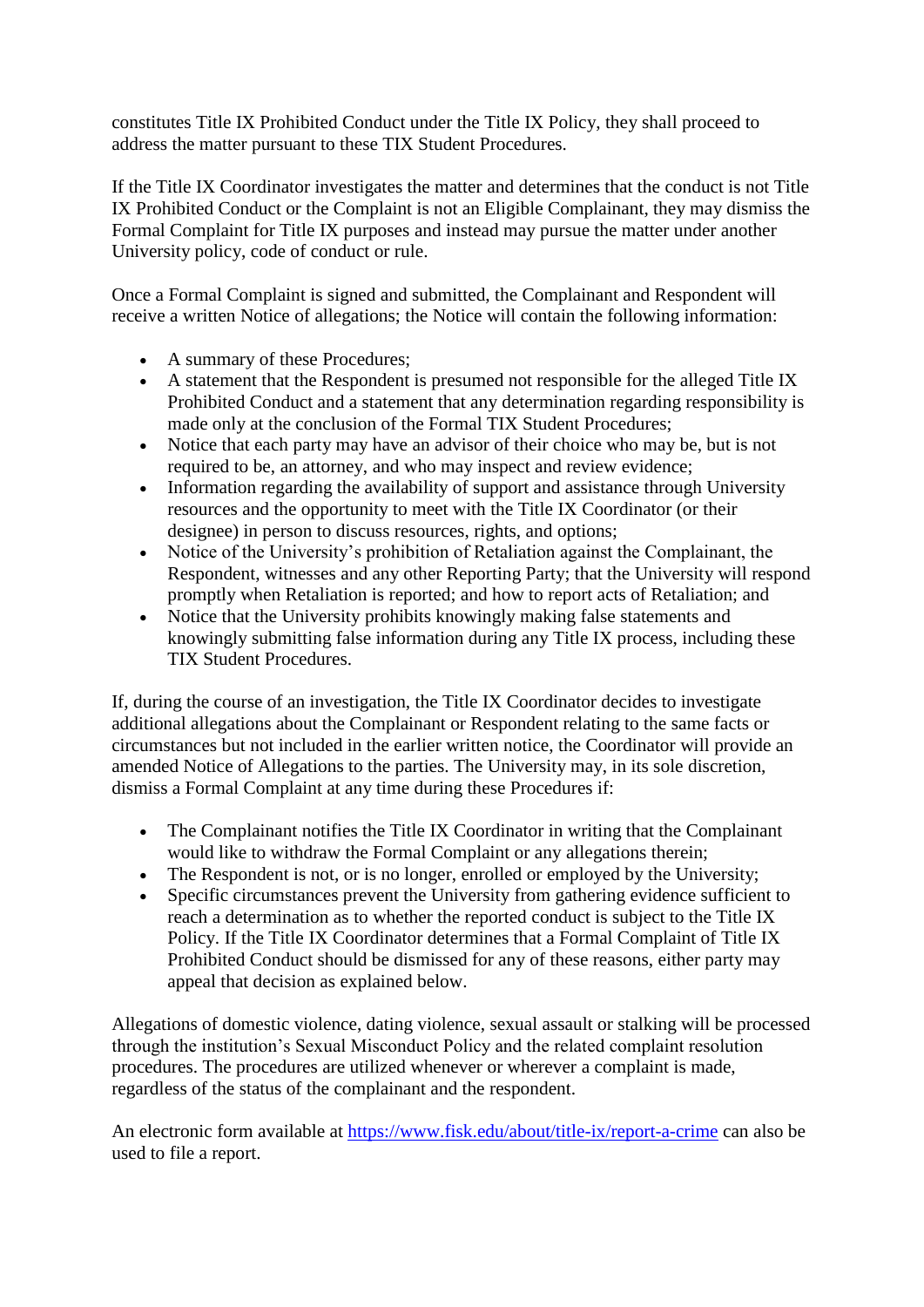constitutes Title IX Prohibited Conduct under the Title IX Policy, they shall proceed to address the matter pursuant to these TIX Student Procedures.

If the Title IX Coordinator investigates the matter and determines that the conduct is not Title IX Prohibited Conduct or the Complaint is not an Eligible Complainant, they may dismiss the Formal Complaint for Title IX purposes and instead may pursue the matter under another University policy, code of conduct or rule.

Once a Formal Complaint is signed and submitted, the Complainant and Respondent will receive a written Notice of allegations; the Notice will contain the following information:

- A summary of these Procedures;
- A statement that the Respondent is presumed not responsible for the alleged Title IX Prohibited Conduct and a statement that any determination regarding responsibility is made only at the conclusion of the Formal TIX Student Procedures;
- Notice that each party may have an advisor of their choice who may be, but is not required to be, an attorney, and who may inspect and review evidence;
- Information regarding the availability of support and assistance through University resources and the opportunity to meet with the Title IX Coordinator (or their designee) in person to discuss resources, rights, and options;
- Notice of the University's prohibition of Retaliation against the Complainant, the Respondent, witnesses and any other Reporting Party; that the University will respond promptly when Retaliation is reported; and how to report acts of Retaliation; and
- Notice that the University prohibits knowingly making false statements and knowingly submitting false information during any Title IX process, including these TIX Student Procedures.

If, during the course of an investigation, the Title IX Coordinator decides to investigate additional allegations about the Complainant or Respondent relating to the same facts or circumstances but not included in the earlier written notice, the Coordinator will provide an amended Notice of Allegations to the parties. The University may, in its sole discretion, dismiss a Formal Complaint at any time during these Procedures if:

- The Complainant notifies the Title IX Coordinator in writing that the Complainant would like to withdraw the Formal Complaint or any allegations therein;
- The Respondent is not, or is no longer, enrolled or employed by the University;
- Specific circumstances prevent the University from gathering evidence sufficient to reach a determination as to whether the reported conduct is subject to the Title IX Policy. If the Title IX Coordinator determines that a Formal Complaint of Title IX Prohibited Conduct should be dismissed for any of these reasons, either party may appeal that decision as explained below.

Allegations of domestic violence, dating violence, sexual assault or stalking will be processed through the institution's Sexual Misconduct Policy and the related complaint resolution procedures. The procedures are utilized whenever or wherever a complaint is made, regardless of the status of the complainant and the respondent.

An electronic form available at [https://www.fisk.edu/about/title-ix/report-a-crime](https://www.fisk.edu/about/title-ix/report-a-crime) can also be used to file a report.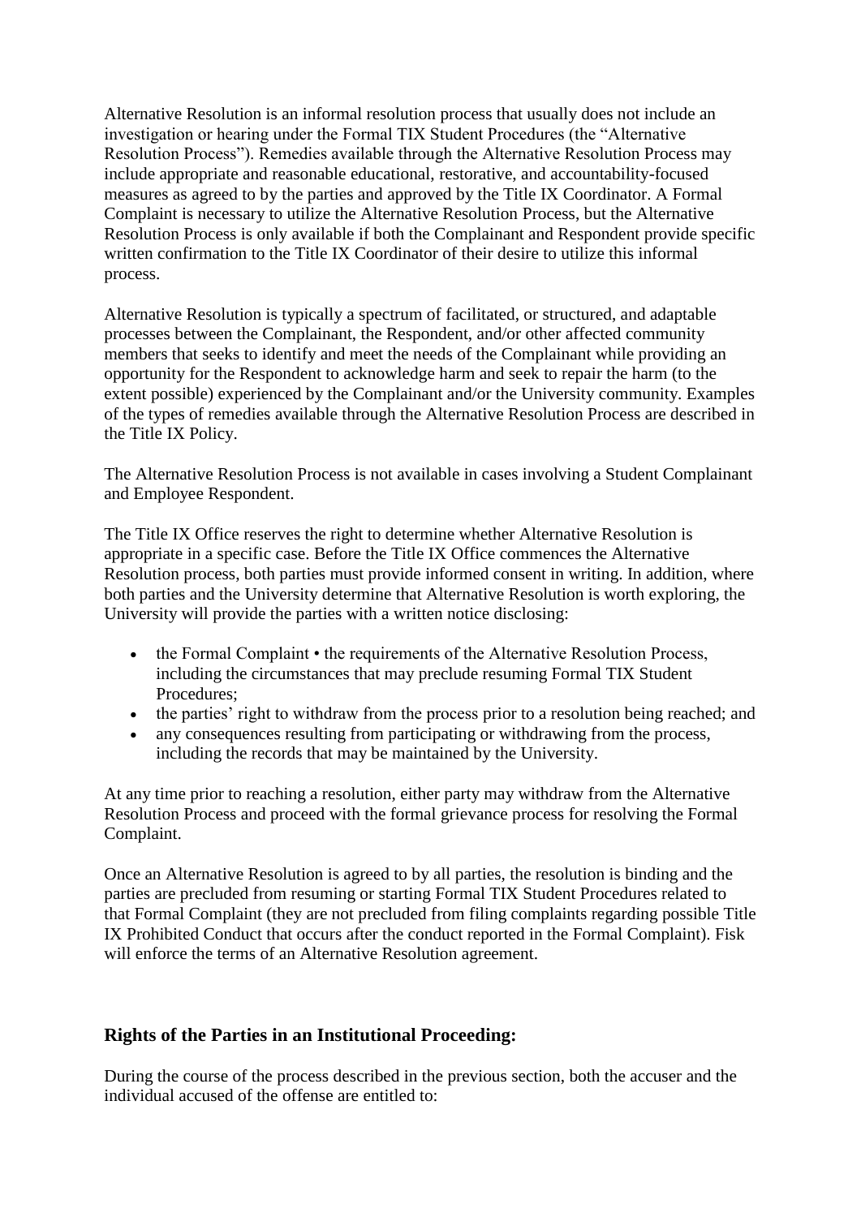Alternative Resolution is an informal resolution process that usually does not include an investigation or hearing under the Formal TIX Student Procedures (the "Alternative Resolution Process"). Remedies available through the Alternative Resolution Process may include appropriate and reasonable educational, restorative, and accountability-focused measures as agreed to by the parties and approved by the Title IX Coordinator. A Formal Complaint is necessary to utilize the Alternative Resolution Process, but the Alternative Resolution Process is only available if both the Complainant and Respondent provide specific written confirmation to the Title IX Coordinator of their desire to utilize this informal process.

Alternative Resolution is typically a spectrum of facilitated, or structured, and adaptable processes between the Complainant, the Respondent, and/or other affected community members that seeks to identify and meet the needs of the Complainant while providing an opportunity for the Respondent to acknowledge harm and seek to repair the harm (to the extent possible) experienced by the Complainant and/or the University community. Examples of the types of remedies available through the Alternative Resolution Process are described in the Title IX Policy.

The Alternative Resolution Process is not available in cases involving a Student Complainant and Employee Respondent.

The Title IX Office reserves the right to determine whether Alternative Resolution is appropriate in a specific case. Before the Title IX Office commences the Alternative Resolution process, both parties must provide informed consent in writing. In addition, where both parties and the University determine that Alternative Resolution is worth exploring, the University will provide the parties with a written notice disclosing:

- the Formal Complaint • the requirements of the Alternative Resolution Process, including the circumstances that may preclude resuming Formal TIX Student Procedures;
- the parties' right to withdraw from the process prior to a resolution being reached; and
- any consequences resulting from participating or withdrawing from the process, including the records that may be maintained by the University.

At any time prior to reaching a resolution, either party may withdraw from the Alternative Resolution Process and proceed with the formal grievance process for resolving the Formal Complaint.

Once an Alternative Resolution is agreed to by all parties, the resolution is binding and the parties are precluded from resuming or starting Formal TIX Student Procedures related to that Formal Complaint (they are not precluded from filing complaints regarding possible Title IX Prohibited Conduct that occurs after the conduct reported in the Formal Complaint). Fisk will enforce the terms of an Alternative Resolution agreement.

## Rights of the Parties in an Institutional Proceeding:

During the course of the process described in the previous section, both the accuser and the individual accused of the offense are entitled to: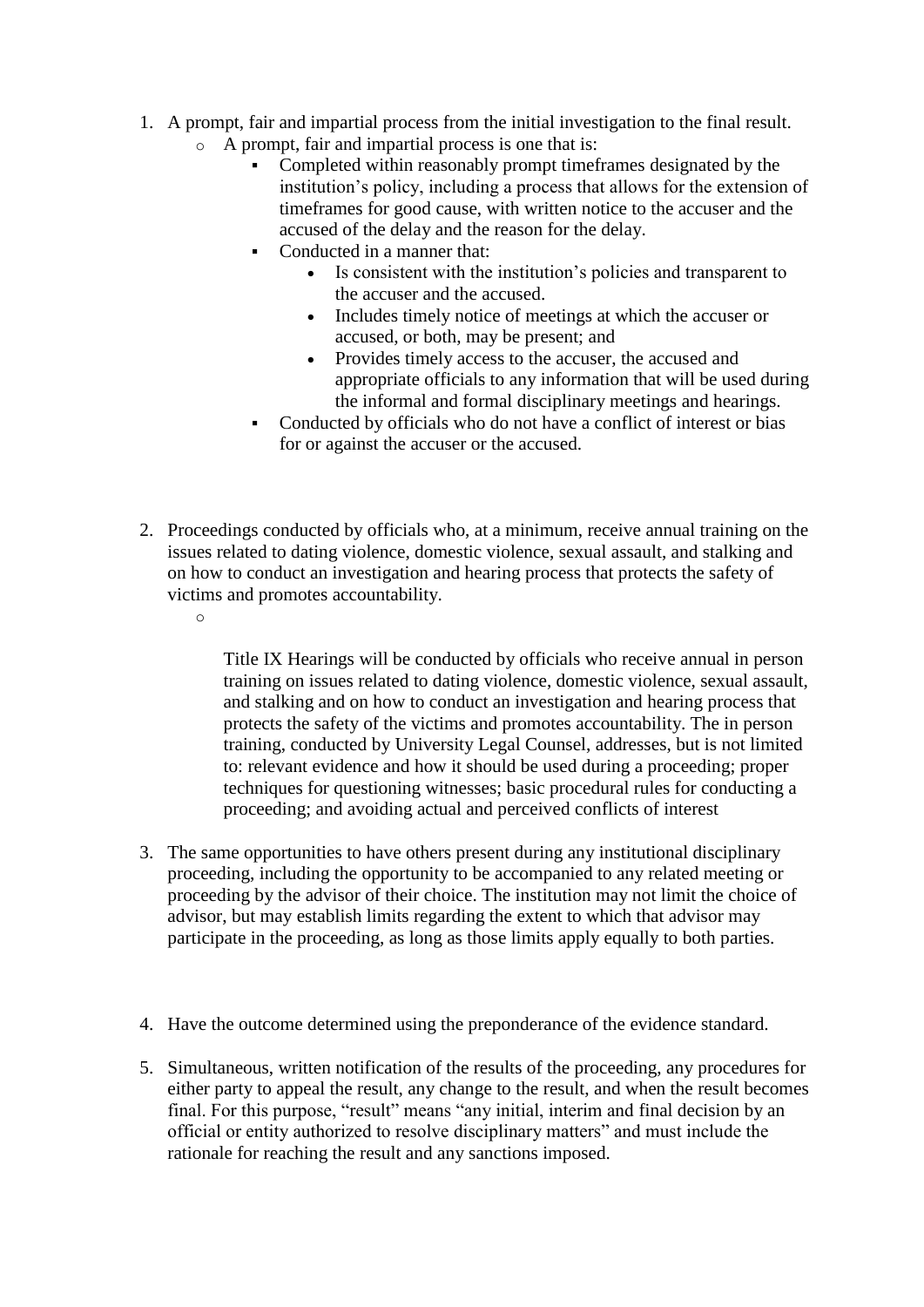1. A prompt, fair and impartial process from the initial investigation to the final result.
   - A prompt, fair and impartial process is one that is:
     - Completed within reasonably prompt timeframes designated by the institution's policy, including a process that allows for the extension of timeframes for good cause, with written notice to the accuser and the accused of the delay and the reason for the delay.
     - Conducted in a manner that:
       - Is consistent with the institution's policies and transparent to the accuser and the accused.
       - Includes timely notice of meetings at which the accuser or accused, or both, may be present; and
       - Provides timely access to the accuser, the accused and appropriate officials to any information that will be used during the informal and formal disciplinary meetings and hearings.
     - Conducted by officials who do not have a conflict of interest or bias for or against the accuser or the accused.

2. Proceedings conducted by officials who, at a minimum, receive annual training on the issues related to dating violence, domestic violence, sexual assault, and stalking and on how to conduct an investigation and hearing process that protects the safety of victims and promotes accountability.
   - Title IX Hearings will be conducted by officials who receive annual in person training on issues related to dating violence, domestic violence, sexual assault, and stalking and on how to conduct an investigation and hearing process that protects the safety of the victims and promotes accountability. The in person training, conducted by University Legal Counsel, addresses, but is not limited to: relevant evidence and how it should be used during a proceeding; proper techniques for questioning witnesses; basic procedural rules for conducting a proceeding; and avoiding actual and perceived conflicts of interest

3. The same opportunities to have others present during any institutional disciplinary proceeding, including the opportunity to be accompanied to any related meeting or proceeding by the advisor of their choice. The institution may not limit the choice of advisor, but may establish limits regarding the extent to which that advisor may participate in the proceeding, as long as those limits apply equally to both parties.

4. Have the outcome determined using the preponderance of the evidence standard.

5. Simultaneous, written notification of the results of the proceeding, any procedures for either party to appeal the result, any change to the result, and when the result becomes final. For this purpose, "result" means "any initial, interim and final decision by an official or entity authorized to resolve disciplinary matters" and must include the rationale for reaching the result and any sanctions imposed.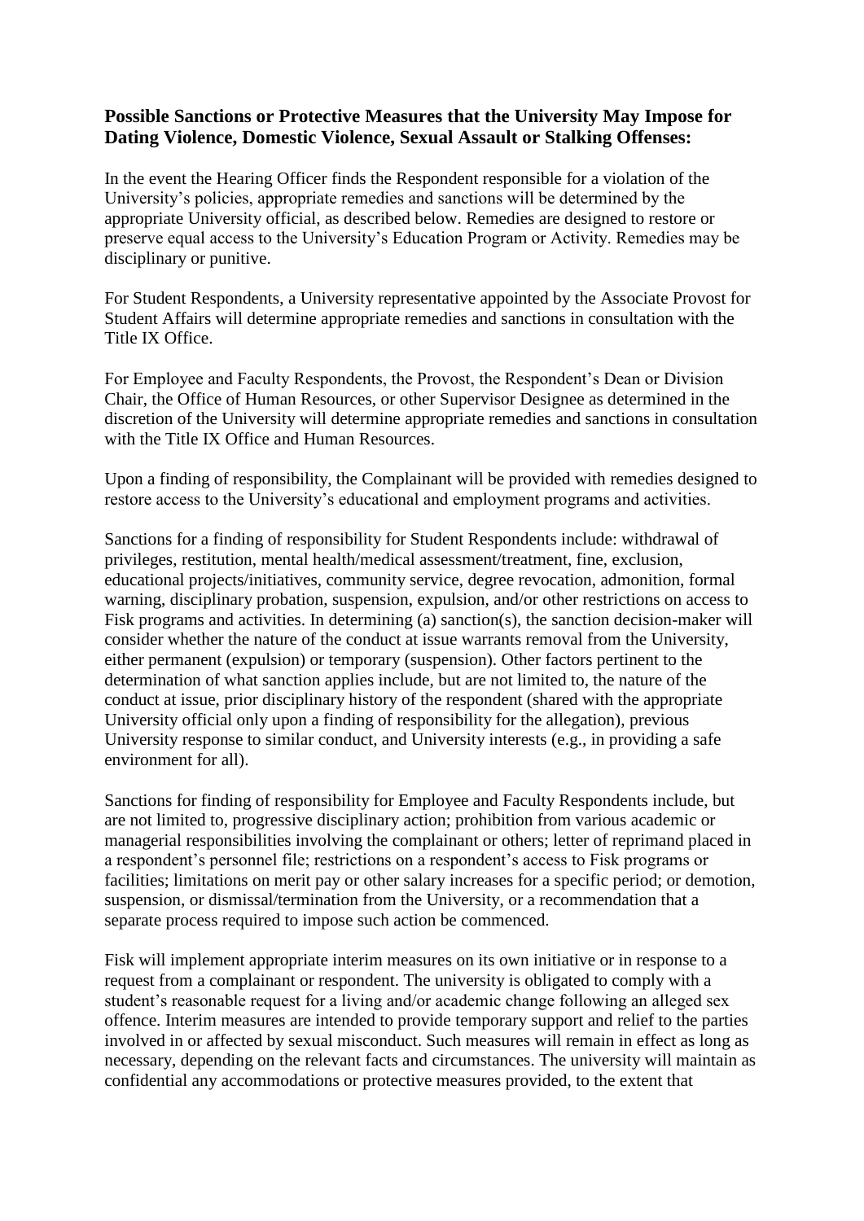**Possible Sanctions or Protective Measures that the University May Impose for Dating Violence, Domestic Violence, Sexual Assault or Stalking Offenses:**

In the event the Hearing Officer finds the Respondent responsible for a violation of the University's policies, appropriate remedies and sanctions will be determined by the appropriate University official, as described below. Remedies are designed to restore or preserve equal access to the University's Education Program or Activity. Remedies may be disciplinary or punitive.

For Student Respondents, a University representative appointed by the Associate Provost for Student Affairs will determine appropriate remedies and sanctions in consultation with the Title IX Office.

For Employee and Faculty Respondents, the Provost, the Respondent's Dean or Division Chair, the Office of Human Resources, or other Supervisor Designee as determined in the discretion of the University will determine appropriate remedies and sanctions in consultation with the Title IX Office and Human Resources.

Upon a finding of responsibility, the Complainant will be provided with remedies designed to restore access to the University's educational and employment programs and activities.

Sanctions for a finding of responsibility for Student Respondents include: withdrawal of privileges, restitution, mental health/medical assessment/treatment, fine, exclusion, educational projects/initiatives, community service, degree revocation, admonition, formal warning, disciplinary probation, suspension, expulsion, and/or other restrictions on access to Fisk programs and activities. In determining (a) sanction(s), the sanction decision-maker will consider whether the nature of the conduct at issue warrants removal from the University, either permanent (expulsion) or temporary (suspension). Other factors pertinent to the determination of what sanction applies include, but are not limited to, the nature of the conduct at issue, prior disciplinary history of the respondent (shared with the appropriate University official only upon a finding of responsibility for the allegation), previous University response to similar conduct, and University interests (e.g., in providing a safe environment for all).

Sanctions for finding of responsibility for Employee and Faculty Respondents include, but are not limited to, progressive disciplinary action; prohibition from various academic or managerial responsibilities involving the complainant or others; letter of reprimand placed in a respondent's personnel file; restrictions on a respondent's access to Fisk programs or facilities; limitations on merit pay or other salary increases for a specific period; or demotion, suspension, or dismissal/termination from the University, or a recommendation that a separate process required to impose such action be commenced.

Fisk will implement appropriate interim measures on its own initiative or in response to a request from a complainant or respondent. The university is obligated to comply with a student's reasonable request for a living and/or academic change following an alleged sex offence. Interim measures are intended to provide temporary support and relief to the parties involved in or affected by sexual misconduct. Such measures will remain in effect as long as necessary, depending on the relevant facts and circumstances. The university will maintain as confidential any accommodations or protective measures provided, to the extent that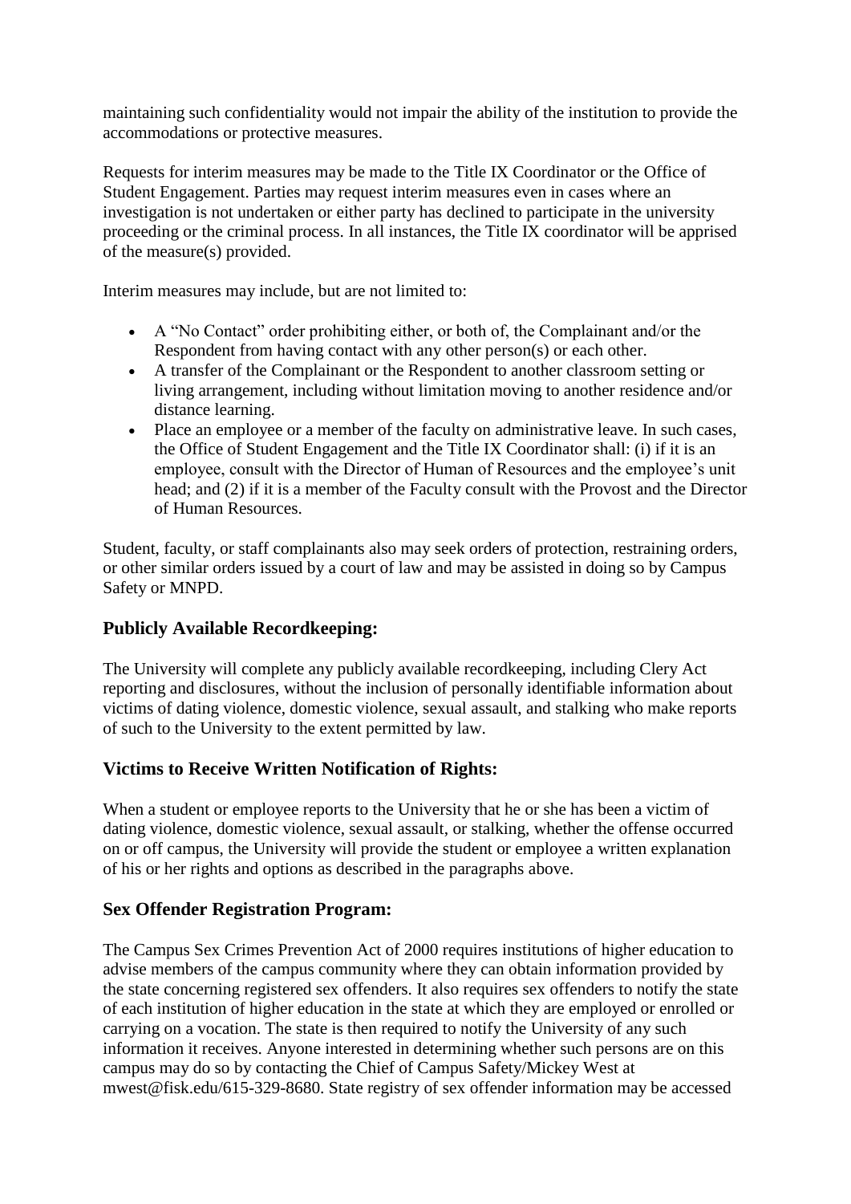maintaining such confidentiality would not impair the ability of the institution to provide the accommodations or protective measures.

Requests for interim measures may be made to the Title IX Coordinator or the Office of Student Engagement. Parties may request interim measures even in cases where an investigation is not undertaken or either party has declined to participate in the university proceeding or the criminal process. In all instances, the Title IX coordinator will be apprised of the measure(s) provided.

Interim measures may include, but are not limited to:

- A "No Contact" order prohibiting either, or both of, the Complainant and/or the Respondent from having contact with any other person(s) or each other.
- A transfer of the Complainant or the Respondent to another classroom setting or living arrangement, including without limitation moving to another residence and/or distance learning.
- Place an employee or a member of the faculty on administrative leave. In such cases, the Office of Student Engagement and the Title IX Coordinator shall: (i) if it is an employee, consult with the Director of Human of Resources and the employee's unit head; and (2) if it is a member of the Faculty consult with the Provost and the Director of Human Resources.

Student, faculty, or staff complainants also may seek orders of protection, restraining orders, or other similar orders issued by a court of law and may be assisted in doing so by Campus Safety or MNPD.

### Publicly Available Recordkeeping:

The University will complete any publicly available recordkeeping, including Clery Act reporting and disclosures, without the inclusion of personally identifiable information about victims of dating violence, domestic violence, sexual assault, and stalking who make reports of such to the University to the extent permitted by law.

### Victims to Receive Written Notification of Rights:

When a student or employee reports to the University that he or she has been a victim of dating violence, domestic violence, sexual assault, or stalking, whether the offense occurred on or off campus, the University will provide the student or employee a written explanation of his or her rights and options as described in the paragraphs above.

### Sex Offender Registration Program:

The Campus Sex Crimes Prevention Act of 2000 requires institutions of higher education to advise members of the campus community where they can obtain information provided by the state concerning registered sex offenders. It also requires sex offenders to notify the state of each institution of higher education in the state at which they are employed or enrolled or carrying on a vocation. The state is then required to notify the University of any such information it receives. Anyone interested in determining whether such persons are on this campus may do so by contacting the Chief of Campus Safety/Mickey West at mwest@fisk.edu/615-329-8680. State registry of sex offender information may be accessed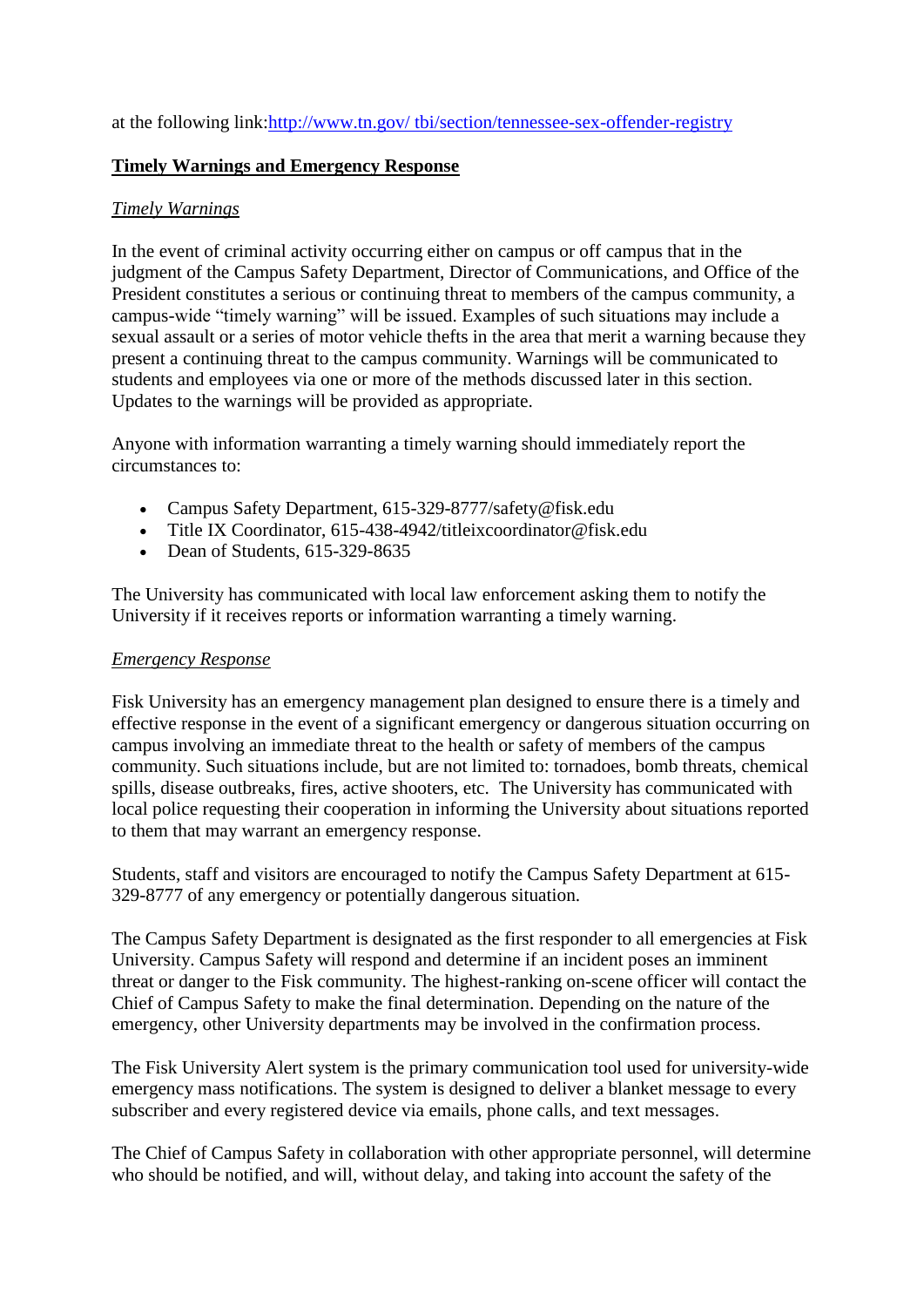at the following link:[http://www.tn.gov/ tbi/section/tennessee-sex-offender-registry](http://www.tn.gov/tbi/section/tennessee-sex-offender-registry)

## Timely Warnings and Emergency Response

### *Timely Warnings*

In the event of criminal activity occurring either on campus or off campus that in the judgment of the Campus Safety Department, Director of Communications, and Office of the President constitutes a serious or continuing threat to members of the campus community, a campus-wide "timely warning" will be issued. Examples of such situations may include a sexual assault or a series of motor vehicle thefts in the area that merit a warning because they present a continuing threat to the campus community. Warnings will be communicated to students and employees via one or more of the methods discussed later in this section. Updates to the warnings will be provided as appropriate.

Anyone with information warranting a timely warning should immediately report the circumstances to:

- Campus Safety Department, 615-329-8777/safety@fisk.edu
- Title IX Coordinator, 615-438-4942/titleixcoordinator@fisk.edu
- Dean of Students, 615-329-8635

The University has communicated with local law enforcement asking them to notify the University if it receives reports or information warranting a timely warning.

### *Emergency Response*

Fisk University has an emergency management plan designed to ensure there is a timely and effective response in the event of a significant emergency or dangerous situation occurring on campus involving an immediate threat to the health or safety of members of the campus community. Such situations include, but are not limited to: tornadoes, bomb threats, chemical spills, disease outbreaks, fires, active shooters, etc. The University has communicated with local police requesting their cooperation in informing the University about situations reported to them that may warrant an emergency response.

Students, staff and visitors are encouraged to notify the Campus Safety Department at 615-329-8777 of any emergency or potentially dangerous situation.

The Campus Safety Department is designated as the first responder to all emergencies at Fisk University. Campus Safety will respond and determine if an incident poses an imminent threat or danger to the Fisk community. The highest-ranking on-scene officer will contact the Chief of Campus Safety to make the final determination. Depending on the nature of the emergency, other University departments may be involved in the confirmation process.

The Fisk University Alert system is the primary communication tool used for university-wide emergency mass notifications. The system is designed to deliver a blanket message to every subscriber and every registered device via emails, phone calls, and text messages.

The Chief of Campus Safety in collaboration with other appropriate personnel, will determine who should be notified, and will, without delay, and taking into account the safety of the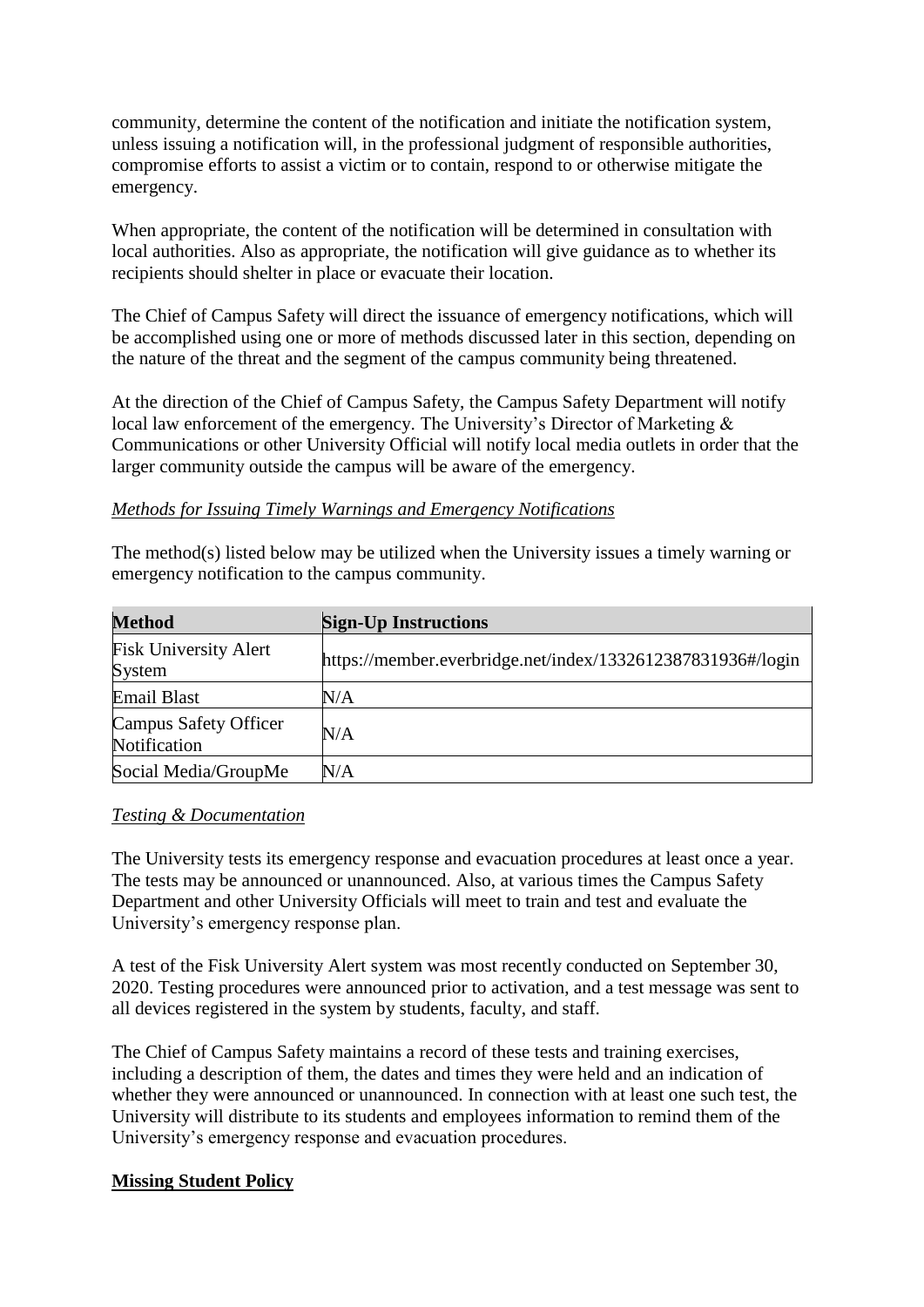community, determine the content of the notification and initiate the notification system, unless issuing a notification will, in the professional judgment of responsible authorities, compromise efforts to assist a victim or to contain, respond to or otherwise mitigate the emergency.

When appropriate, the content of the notification will be determined in consultation with local authorities. Also as appropriate, the notification will give guidance as to whether its recipients should shelter in place or evacuate their location.

The Chief of Campus Safety will direct the issuance of emergency notifications, which will be accomplished using one or more of methods discussed later in this section, depending on the nature of the threat and the segment of the campus community being threatened.

At the direction of the Chief of Campus Safety, the Campus Safety Department will notify local law enforcement of the emergency. The University's Director of Marketing & Communications or other University Official will notify local media outlets in order that the larger community outside the campus will be aware of the emergency.

*Methods for Issuing Timely Warnings and Emergency Notifications*

The method(s) listed below may be utilized when the University issues a timely warning or emergency notification to the campus community.

| Method | Sign-Up Instructions |
|---|---|
| Fisk University Alert System | https://member.everbridge.net/index/1332612387831936#/login |
| Email Blast | N/A |
| Campus Safety Officer Notification | N/A |
| Social Media/GroupMe | N/A |

*Testing & Documentation*

The University tests its emergency response and evacuation procedures at least once a year. The tests may be announced or unannounced. Also, at various times the Campus Safety Department and other University Officials will meet to train and test and evaluate the University's emergency response plan.

A test of the Fisk University Alert system was most recently conducted on September 30, 2020. Testing procedures were announced prior to activation, and a test message was sent to all devices registered in the system by students, faculty, and staff.

The Chief of Campus Safety maintains a record of these tests and training exercises, including a description of them, the dates and times they were held and an indication of whether they were announced or unannounced. In connection with at least one such test, the University will distribute to its students and employees information to remind them of the University's emergency response and evacuation procedures.

**Missing Student Policy**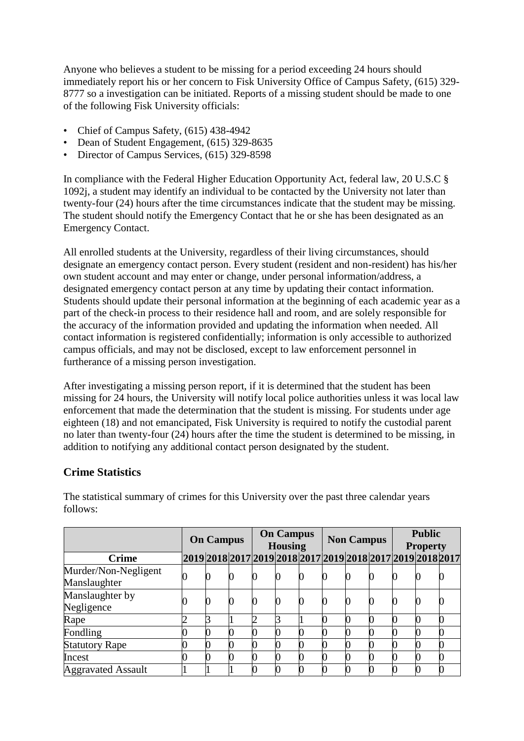Anyone who believes a student to be missing for a period exceeding 24 hours should immediately report his or her concern to Fisk University Office of Campus Safety, (615) 329-8777 so a investigation can be initiated. Reports of a missing student should be made to one of the following Fisk University officials:

- Chief of Campus Safety, (615) 438-4942
- Dean of Student Engagement, (615) 329-8635
- Director of Campus Services, (615) 329-8598

In compliance with the Federal Higher Education Opportunity Act, federal law, 20 U.S.C § 1092j, a student may identify an individual to be contacted by the University not later than twenty-four (24) hours after the time circumstances indicate that the student may be missing. The student should notify the Emergency Contact that he or she has been designated as an Emergency Contact.

All enrolled students at the University, regardless of their living circumstances, should designate an emergency contact person. Every student (resident and non-resident) has his/her own student account and may enter or change, under personal information/address, a designated emergency contact person at any time by updating their contact information. Students should update their personal information at the beginning of each academic year as a part of the check-in process to their residence hall and room, and are solely responsible for the accuracy of the information provided and updating the information when needed. All contact information is registered confidentially; information is only accessible to authorized campus officials, and may not be disclosed, except to law enforcement personnel in furtherance of a missing person investigation.

After investigating a missing person report, if it is determined that the student has been missing for 24 hours, the University will notify local police authorities unless it was local law enforcement that made the determination that the student is missing. For students under age eighteen (18) and not emancipated, Fisk University is required to notify the custodial parent no later than twenty-four (24) hours after the time the student is determined to be missing, in addition to notifying any additional contact person designated by the student.

## Crime Statistics

The statistical summary of crimes for this University over the past three calendar years follows:

| | On Campus | | | On Campus Housing | | | Non Campus | | | Public Property | | |
|---|---|---|---|---|---|---|---|---|---|---|---|---|
| **Crime** | **2019** | **2018** | **2017** | **2019** | **2018** | **2017** | **2019** | **2018** | **2017** | **2019** | **2018** | **2017** |
| Murder/Non-Negligent Manslaughter | 0 | 0 | 0 | 0 | 0 | 0 | 0 | 0 | 0 | 0 | 0 | 0 |
| Manslaughter by Negligence | 0 | 0 | 0 | 0 | 0 | 0 | 0 | 0 | 0 | 0 | 0 | 0 |
| Rape | 2 | 3 | 1 | 2 | 3 | 1 | 0 | 0 | 0 | 0 | 0 | 0 |
| Fondling | 0 | 0 | 0 | 0 | 0 | 0 | 0 | 0 | 0 | 0 | 0 | 0 |
| Statutory Rape | 0 | 0 | 0 | 0 | 0 | 0 | 0 | 0 | 0 | 0 | 0 | 0 |
| Incest | 0 | 0 | 0 | 0 | 0 | 0 | 0 | 0 | 0 | 0 | 0 | 0 |
| Aggravated Assault | 1 | 1 | 1 | 0 | 0 | 0 | 0 | 0 | 0 | 0 | 0 | 0 |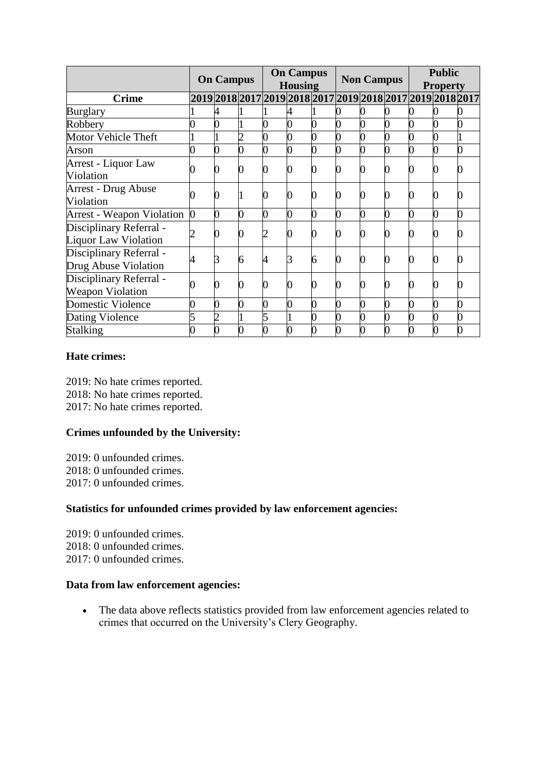| | On Campus | | | On Campus Housing | | | Non Campus | | | Public Property | | |
|---|---|---|---|---|---|---|---|---|---|---|---|---|
| **Crime** | **2019** | **2018** | **2017** | **2019** | **2018** | **2017** | **2019** | **2018** | **2017** | **2019** | **2018** | **2017** |
| Burglary | 1 | 4 | 1 | 1 | 4 | 1 | 0 | 0 | 0 | 0 | 0 | 0 |
| Robbery | 0 | 0 | 1 | 0 | 0 | 0 | 0 | 0 | 0 | 0 | 0 | 0 |
| Motor Vehicle Theft | 1 | 1 | 2 | 0 | 0 | 0 | 0 | 0 | 0 | 0 | 0 | 1 |
| Arson | 0 | 0 | 0 | 0 | 0 | 0 | 0 | 0 | 0 | 0 | 0 | 0 |
| Arrest - Liquor Law Violation | 0 | 0 | 0 | 0 | 0 | 0 | 0 | 0 | 0 | 0 | 0 | 0 |
| Arrest - Drug Abuse Violation | 0 | 0 | 1 | 0 | 0 | 0 | 0 | 0 | 0 | 0 | 0 | 0 |
| Arrest - Weapon Violation | 0 | 0 | 0 | 0 | 0 | 0 | 0 | 0 | 0 | 0 | 0 | 0 |
| Disciplinary Referral - Liquor Law Violation | 2 | 0 | 0 | 2 | 0 | 0 | 0 | 0 | 0 | 0 | 0 | 0 |
| Disciplinary Referral - Drug Abuse Violation | 4 | 3 | 6 | 4 | 3 | 6 | 0 | 0 | 0 | 0 | 0 | 0 |
| Disciplinary Referral - Weapon Violation | 0 | 0 | 0 | 0 | 0 | 0 | 0 | 0 | 0 | 0 | 0 | 0 |
| Domestic Violence | 0 | 0 | 0 | 0 | 0 | 0 | 0 | 0 | 0 | 0 | 0 | 0 |
| Dating Violence | 5 | 2 | 1 | 5 | 1 | 0 | 0 | 0 | 0 | 0 | 0 | 0 |
| Stalking | 0 | 0 | 0 | 0 | 0 | 0 | 0 | 0 | 0 | 0 | 0 | 0 |

**Hate crimes:**

2019: No hate crimes reported.
2018: No hate crimes reported.
2017: No hate crimes reported.

**Crimes unfounded by the University:**

2019: 0 unfounded crimes.
2018: 0 unfounded crimes.
2017: 0 unfounded crimes.

**Statistics for unfounded crimes provided by law enforcement agencies:**

2019: 0 unfounded crimes.
2018: 0 unfounded crimes.
2017: 0 unfounded crimes.

**Data from law enforcement agencies:**

- The data above reflects statistics provided from law enforcement agencies related to crimes that occurred on the University's Clery Geography.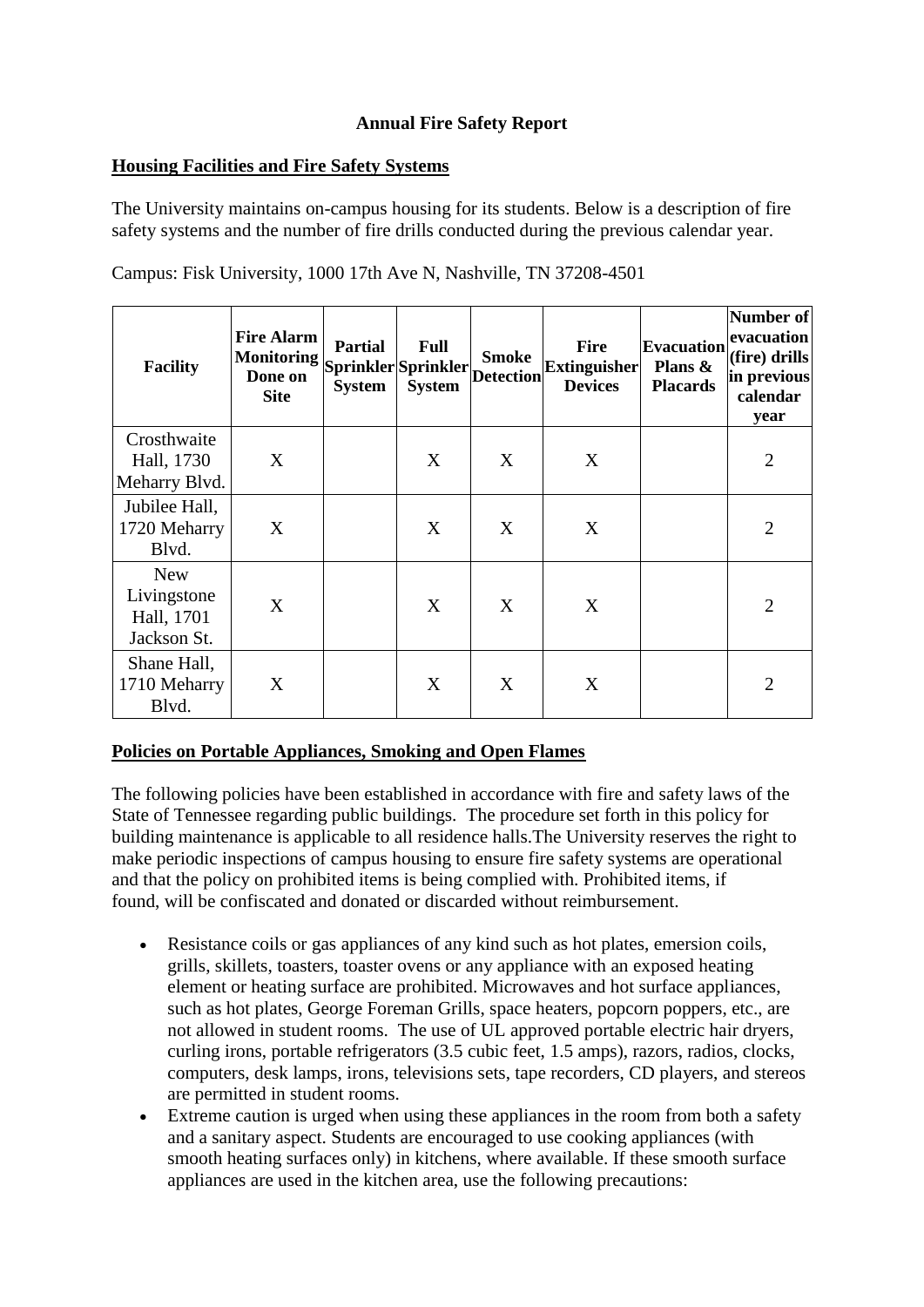**Annual Fire Safety Report**

**Housing Facilities and Fire Safety Systems**

The University maintains on-campus housing for its students. Below is a description of fire safety systems and the number of fire drills conducted during the previous calendar year.

Campus: Fisk University, 1000 17th Ave N, Nashville, TN 37208-4501

| Facility | Fire Alarm Monitoring Done on Site | Partial Sprinkler System | Full Sprinkler System | Smoke Detection | Fire Extinguisher Devices | Evacuation Plans & Placards | Number of evacuation (fire) drills in previous calendar year |
|---|---|---|---|---|---|---|---|
| Crosthwaite Hall, 1730 Meharry Blvd. | X | | X | X | X | | 2 |
| Jubilee Hall, 1720 Meharry Blvd. | X | | X | X | X | | 2 |
| New Livingstone Hall, 1701 Jackson St. | X | | X | X | X | | 2 |
| Shane Hall, 1710 Meharry Blvd. | X | | X | X | X | | 2 |

**Policies on Portable Appliances, Smoking and Open Flames**

The following policies have been established in accordance with fire and safety laws of the State of Tennessee regarding public buildings. The procedure set forth in this policy for building maintenance is applicable to all residence halls.The University reserves the right to make periodic inspections of campus housing to ensure fire safety systems are operational and that the policy on prohibited items is being complied with. Prohibited items, if found, will be confiscated and donated or discarded without reimbursement.

- Resistance coils or gas appliances of any kind such as hot plates, emersion coils, grills, skillets, toasters, toaster ovens or any appliance with an exposed heating element or heating surface are prohibited. Microwaves and hot surface appliances, such as hot plates, George Foreman Grills, space heaters, popcorn poppers, etc., are not allowed in student rooms. The use of UL approved portable electric hair dryers, curling irons, portable refrigerators (3.5 cubic feet, 1.5 amps), razors, radios, clocks, computers, desk lamps, irons, televisions sets, tape recorders, CD players, and stereos are permitted in student rooms.
- Extreme caution is urged when using these appliances in the room from both a safety and a sanitary aspect. Students are encouraged to use cooking appliances (with smooth heating surfaces only) in kitchens, where available. If these smooth surface appliances are used in the kitchen area, use the following precautions: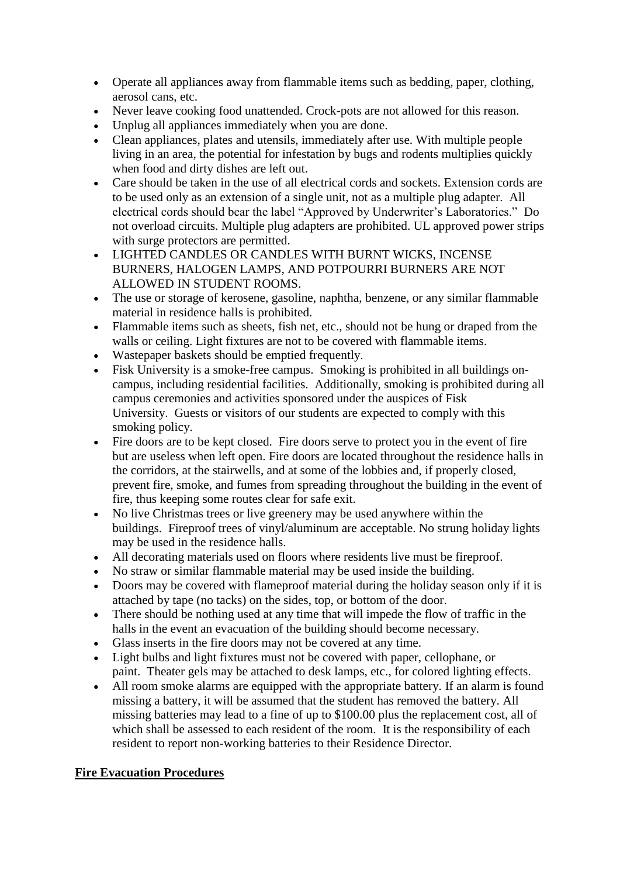- Operate all appliances away from flammable items such as bedding, paper, clothing, aerosol cans, etc.
- Never leave cooking food unattended. Crock-pots are not allowed for this reason.
- Unplug all appliances immediately when you are done.
- Clean appliances, plates and utensils, immediately after use. With multiple people living in an area, the potential for infestation by bugs and rodents multiplies quickly when food and dirty dishes are left out.
- Care should be taken in the use of all electrical cords and sockets. Extension cords are to be used only as an extension of a single unit, not as a multiple plug adapter. All electrical cords should bear the label "Approved by Underwriter's Laboratories." Do not overload circuits. Multiple plug adapters are prohibited. UL approved power strips with surge protectors are permitted.
- LIGHTED CANDLES OR CANDLES WITH BURNT WICKS, INCENSE BURNERS, HALOGEN LAMPS, AND POTPOURRI BURNERS ARE NOT ALLOWED IN STUDENT ROOMS.
- The use or storage of kerosene, gasoline, naphtha, benzene, or any similar flammable material in residence halls is prohibited.
- Flammable items such as sheets, fish net, etc., should not be hung or draped from the walls or ceiling. Light fixtures are not to be covered with flammable items.
- Wastepaper baskets should be emptied frequently.
- Fisk University is a smoke-free campus. Smoking is prohibited in all buildings on-campus, including residential facilities. Additionally, smoking is prohibited during all campus ceremonies and activities sponsored under the auspices of Fisk University. Guests or visitors of our students are expected to comply with this smoking policy.
- Fire doors are to be kept closed. Fire doors serve to protect you in the event of fire but are useless when left open. Fire doors are located throughout the residence halls in the corridors, at the stairwells, and at some of the lobbies and, if properly closed, prevent fire, smoke, and fumes from spreading throughout the building in the event of fire, thus keeping some routes clear for safe exit.
- No live Christmas trees or live greenery may be used anywhere within the buildings. Fireproof trees of vinyl/aluminum are acceptable. No strung holiday lights may be used in the residence halls.
- All decorating materials used on floors where residents live must be fireproof.
- No straw or similar flammable material may be used inside the building.
- Doors may be covered with flameproof material during the holiday season only if it is attached by tape (no tacks) on the sides, top, or bottom of the door.
- There should be nothing used at any time that will impede the flow of traffic in the halls in the event an evacuation of the building should become necessary.
- Glass inserts in the fire doors may not be covered at any time.
- Light bulbs and light fixtures must not be covered with paper, cellophane, or paint. Theater gels may be attached to desk lamps, etc., for colored lighting effects.
- All room smoke alarms are equipped with the appropriate battery. If an alarm is found missing a battery, it will be assumed that the student has removed the battery. All missing batteries may lead to a fine of up to $100.00 plus the replacement cost, all of which shall be assessed to each resident of the room. It is the responsibility of each resident to report non-working batteries to their Residence Director.

**<u>Fire Evacuation Procedures</u>**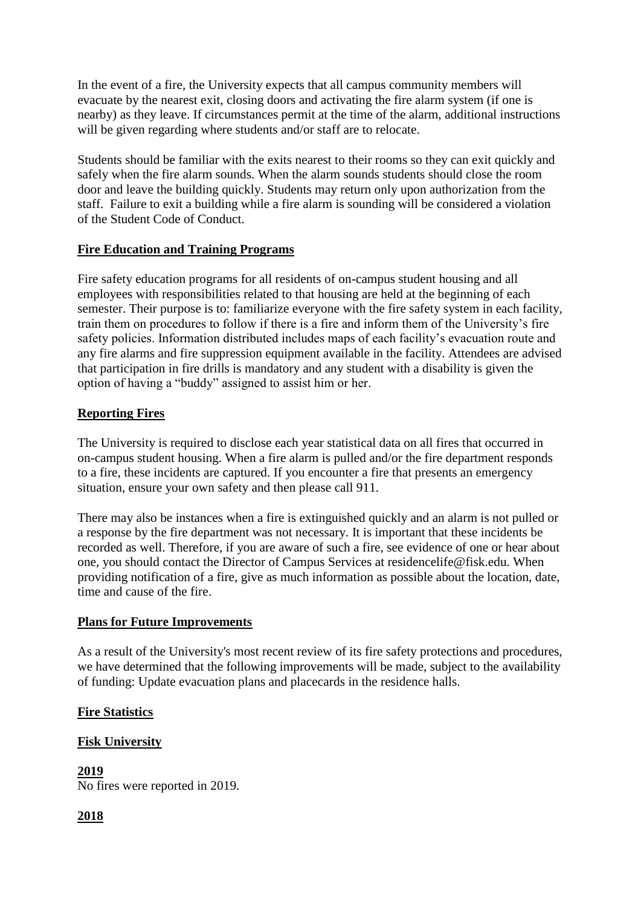In the event of a fire, the University expects that all campus community members will evacuate by the nearest exit, closing doors and activating the fire alarm system (if one is nearby) as they leave. If circumstances permit at the time of the alarm, additional instructions will be given regarding where students and/or staff are to relocate.

Students should be familiar with the exits nearest to their rooms so they can exit quickly and safely when the fire alarm sounds. When the alarm sounds students should close the room door and leave the building quickly. Students may return only upon authorization from the staff. Failure to exit a building while a fire alarm is sounding will be considered a violation of the Student Code of Conduct.

## Fire Education and Training Programs

Fire safety education programs for all residents of on-campus student housing and all employees with responsibilities related to that housing are held at the beginning of each semester. Their purpose is to: familiarize everyone with the fire safety system in each facility, train them on procedures to follow if there is a fire and inform them of the University's fire safety policies. Information distributed includes maps of each facility's evacuation route and any fire alarms and fire suppression equipment available in the facility. Attendees are advised that participation in fire drills is mandatory and any student with a disability is given the option of having a "buddy" assigned to assist him or her.

## Reporting Fires

The University is required to disclose each year statistical data on all fires that occurred in on-campus student housing. When a fire alarm is pulled and/or the fire department responds to a fire, these incidents are captured. If you encounter a fire that presents an emergency situation, ensure your own safety and then please call 911.

There may also be instances when a fire is extinguished quickly and an alarm is not pulled or a response by the fire department was not necessary. It is important that these incidents be recorded as well. Therefore, if you are aware of such a fire, see evidence of one or hear about one, you should contact the Director of Campus Services at residencelife@fisk.edu. When providing notification of a fire, give as much information as possible about the location, date, time and cause of the fire.

## Plans for Future Improvements

As a result of the University's most recent review of its fire safety protections and procedures, we have determined that the following improvements will be made, subject to the availability of funding: Update evacuation plans and placecards in the residence halls.

## Fire Statistics

### Fisk University

#### 2019

No fires were reported in 2019.

#### 2018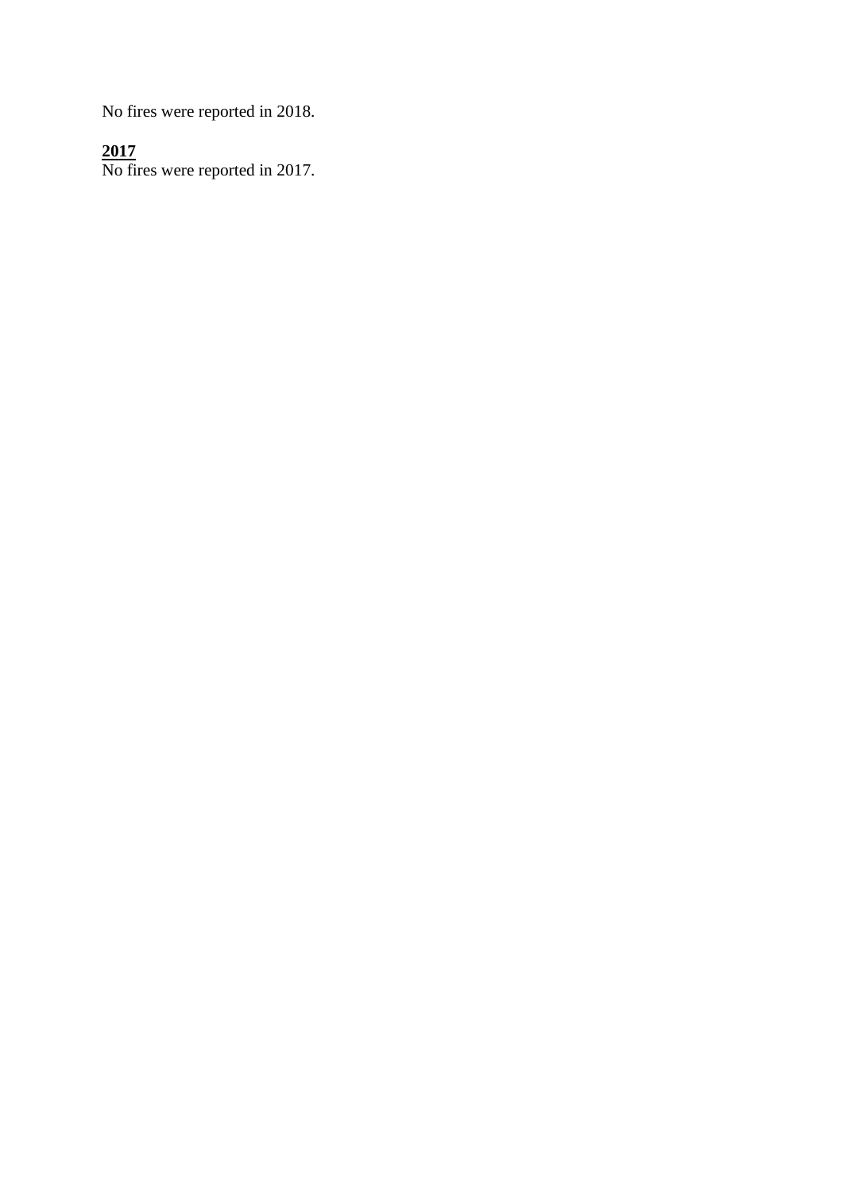No fires were reported in 2018.

**2017**

No fires were reported in 2017.